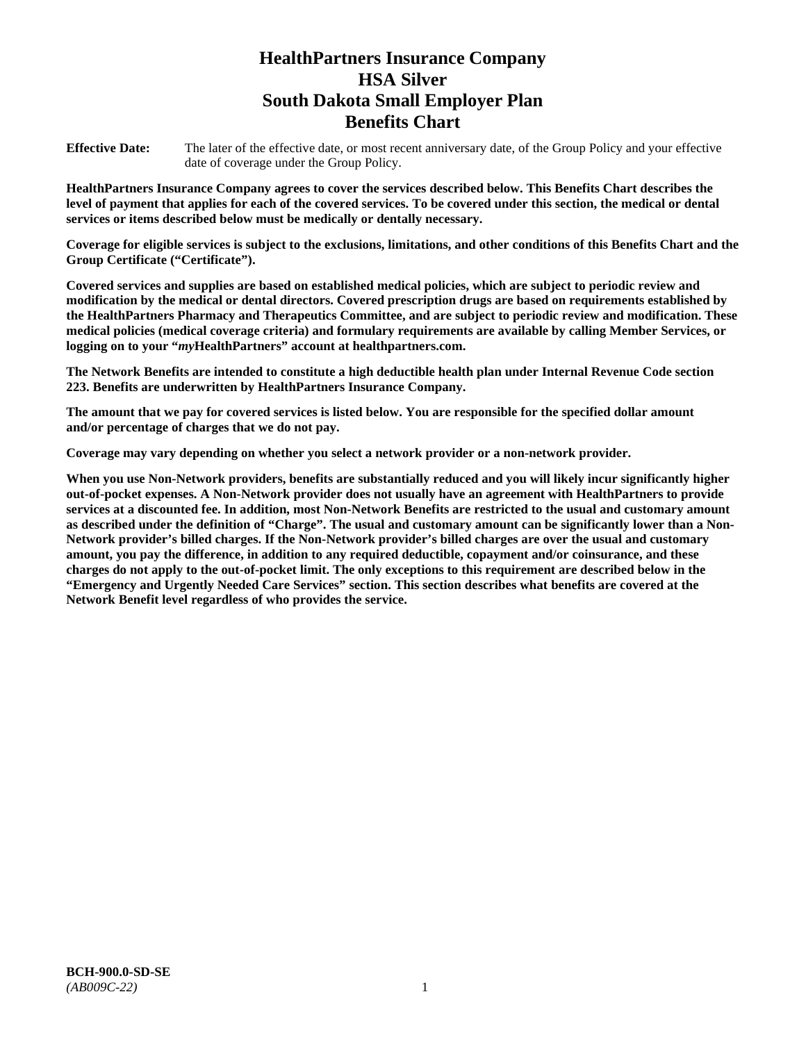# HealthPartners Insurance Company
# HSA Silver
# South Dakota Small Employer Plan
# Benefits Chart

**Effective Date:** The later of the effective date, or most recent anniversary date, of the Group Policy and your effective date of coverage under the Group Policy.

**HealthPartners Insurance Company agrees to cover the services described below. This Benefits Chart describes the level of payment that applies for each of the covered services. To be covered under this section, the medical or dental services or items described below must be medically or dentally necessary.**

**Coverage for eligible services is subject to the exclusions, limitations, and other conditions of this Benefits Chart and the Group Certificate ("Certificate").**

**Covered services and supplies are based on established medical policies, which are subject to periodic review and modification by the medical or dental directors. Covered prescription drugs are based on requirements established by the HealthPartners Pharmacy and Therapeutics Committee, and are subject to periodic review and modification. These medical policies (medical coverage criteria) and formulary requirements are available by calling Member Services, or logging on to your "*my*HealthPartners" account at healthpartners.com.**

**The Network Benefits are intended to constitute a high deductible health plan under Internal Revenue Code section 223. Benefits are underwritten by HealthPartners Insurance Company.**

**The amount that we pay for covered services is listed below. You are responsible for the specified dollar amount and/or percentage of charges that we do not pay.**

**Coverage may vary depending on whether you select a network provider or a non-network provider.**

**When you use Non-Network providers, benefits are substantially reduced and you will likely incur significantly higher out-of-pocket expenses. A Non-Network provider does not usually have an agreement with HealthPartners to provide services at a discounted fee. In addition, most Non-Network Benefits are restricted to the usual and customary amount as described under the definition of "Charge". The usual and customary amount can be significantly lower than a Non-Network provider's billed charges. If the Non-Network provider's billed charges are over the usual and customary amount, you pay the difference, in addition to any required deductible, copayment and/or coinsurance, and these charges do not apply to the out-of-pocket limit. The only exceptions to this requirement are described below in the "Emergency and Urgently Needed Care Services" section. This section describes what benefits are covered at the Network Benefit level regardless of who provides the service.**

**BCH-900.0-SD-SE**
*(AB009C-22)*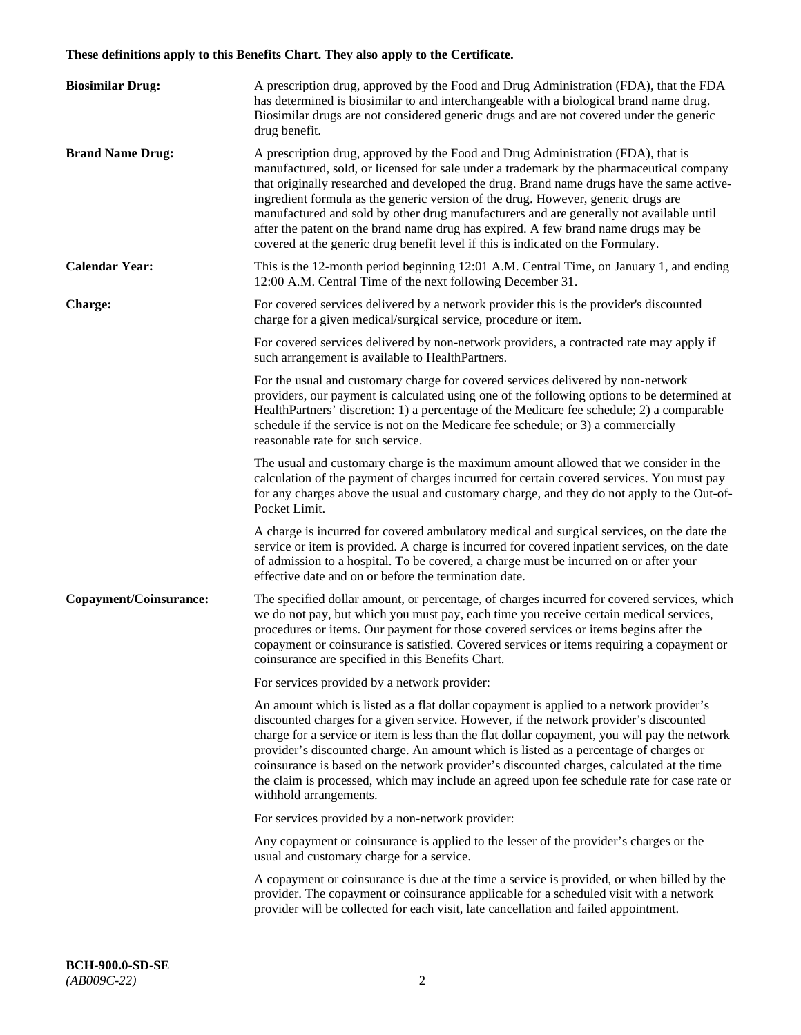**These definitions apply to this Benefits Chart. They also apply to the Certificate.**

**Biosimilar Drug:** A prescription drug, approved by the Food and Drug Administration (FDA), that the FDA has determined is biosimilar to and interchangeable with a biological brand name drug. Biosimilar drugs are not considered generic drugs and are not covered under the generic drug benefit.

**Brand Name Drug:** A prescription drug, approved by the Food and Drug Administration (FDA), that is manufactured, sold, or licensed for sale under a trademark by the pharmaceutical company that originally researched and developed the drug. Brand name drugs have the same active-ingredient formula as the generic version of the drug. However, generic drugs are manufactured and sold by other drug manufacturers and are generally not available until after the patent on the brand name drug has expired. A few brand name drugs may be covered at the generic drug benefit level if this is indicated on the Formulary.

**Calendar Year:** This is the 12-month period beginning 12:01 A.M. Central Time, on January 1, and ending 12:00 A.M. Central Time of the next following December 31.

**Charge:** For covered services delivered by a network provider this is the provider's discounted charge for a given medical/surgical service, procedure or item.

For covered services delivered by non-network providers, a contracted rate may apply if such arrangement is available to HealthPartners.

For the usual and customary charge for covered services delivered by non-network providers, our payment is calculated using one of the following options to be determined at HealthPartners' discretion: 1) a percentage of the Medicare fee schedule; 2) a comparable schedule if the service is not on the Medicare fee schedule; or 3) a commercially reasonable rate for such service.

The usual and customary charge is the maximum amount allowed that we consider in the calculation of the payment of charges incurred for certain covered services. You must pay for any charges above the usual and customary charge, and they do not apply to the Out-of-Pocket Limit.

A charge is incurred for covered ambulatory medical and surgical services, on the date the service or item is provided. A charge is incurred for covered inpatient services, on the date of admission to a hospital. To be covered, a charge must be incurred on or after your effective date and on or before the termination date.

**Copayment/Coinsurance:** The specified dollar amount, or percentage, of charges incurred for covered services, which we do not pay, but which you must pay, each time you receive certain medical services, procedures or items. Our payment for those covered services or items begins after the copayment or coinsurance is satisfied. Covered services or items requiring a copayment or coinsurance are specified in this Benefits Chart.

For services provided by a network provider:

An amount which is listed as a flat dollar copayment is applied to a network provider's discounted charges for a given service. However, if the network provider's discounted charge for a service or item is less than the flat dollar copayment, you will pay the network provider's discounted charge. An amount which is listed as a percentage of charges or coinsurance is based on the network provider's discounted charges, calculated at the time the claim is processed, which may include an agreed upon fee schedule rate for case rate or withhold arrangements.

For services provided by a non-network provider:

Any copayment or coinsurance is applied to the lesser of the provider's charges or the usual and customary charge for a service.

A copayment or coinsurance is due at the time a service is provided, or when billed by the provider. The copayment or coinsurance applicable for a scheduled visit with a network provider will be collected for each visit, late cancellation and failed appointment.

**BCH-900.0-SD-SE**
*(AB009C-22)*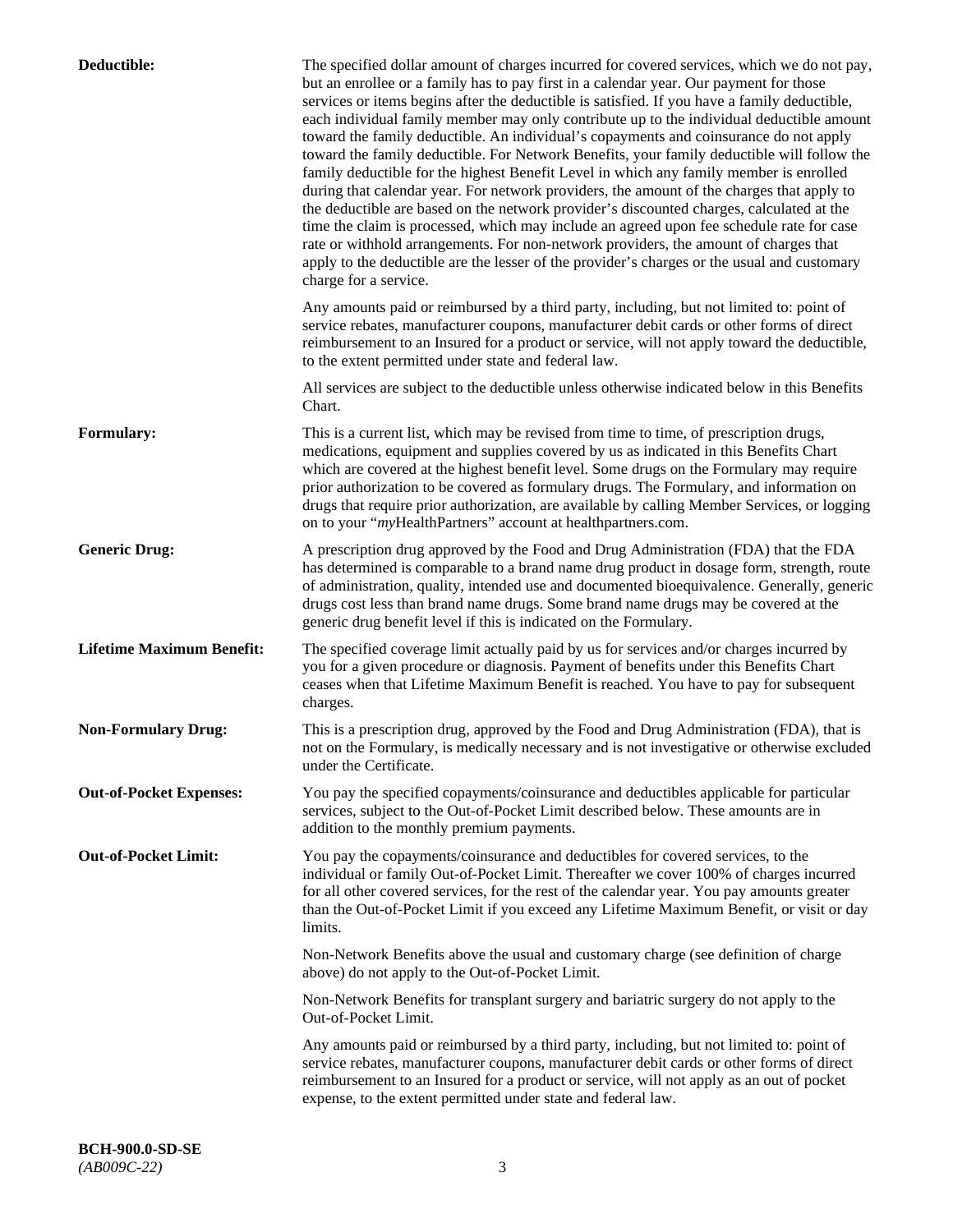| | |
|---|---|
| **Deductible:** | The specified dollar amount of charges incurred for covered services, which we do not pay, but an enrollee or a family has to pay first in a calendar year. Our payment for those services or items begins after the deductible is satisfied. If you have a family deductible, each individual family member may only contribute up to the individual deductible amount toward the family deductible. An individual's copayments and coinsurance do not apply toward the family deductible. For Network Benefits, your family deductible will follow the family deductible for the highest Benefit Level in which any family member is enrolled during that calendar year. For network providers, the amount of the charges that apply to the deductible are based on the network provider's discounted charges, calculated at the time the claim is processed, which may include an agreed upon fee schedule rate for case rate or withhold arrangements. For non-network providers, the amount of charges that apply to the deductible are the lesser of the provider's charges or the usual and customary charge for a service.<br><br>Any amounts paid or reimbursed by a third party, including, but not limited to: point of service rebates, manufacturer coupons, manufacturer debit cards or other forms of direct reimbursement to an Insured for a product or service, will not apply toward the deductible, to the extent permitted under state and federal law.<br><br>All services are subject to the deductible unless otherwise indicated below in this Benefits Chart. |
| **Formulary:** | This is a current list, which may be revised from time to time, of prescription drugs, medications, equipment and supplies covered by us as indicated in this Benefits Chart which are covered at the highest benefit level. Some drugs on the Formulary may require prior authorization to be covered as formulary drugs. The Formulary, and information on drugs that require prior authorization, are available by calling Member Services, or logging on to your "*my*HealthPartners" account at healthpartners.com. |
| **Generic Drug:** | A prescription drug approved by the Food and Drug Administration (FDA) that the FDA has determined is comparable to a brand name drug product in dosage form, strength, route of administration, quality, intended use and documented bioequivalence. Generally, generic drugs cost less than brand name drugs. Some brand name drugs may be covered at the generic drug benefit level if this is indicated on the Formulary. |
| **Lifetime Maximum Benefit:** | The specified coverage limit actually paid by us for services and/or charges incurred by you for a given procedure or diagnosis. Payment of benefits under this Benefits Chart ceases when that Lifetime Maximum Benefit is reached. You have to pay for subsequent charges. |
| **Non-Formulary Drug:** | This is a prescription drug, approved by the Food and Drug Administration (FDA), that is not on the Formulary, is medically necessary and is not investigative or otherwise excluded under the Certificate. |
| **Out-of-Pocket Expenses:** | You pay the specified copayments/coinsurance and deductibles applicable for particular services, subject to the Out-of-Pocket Limit described below. These amounts are in addition to the monthly premium payments. |
| **Out-of-Pocket Limit:** | You pay the copayments/coinsurance and deductibles for covered services, to the individual or family Out-of-Pocket Limit. Thereafter we cover 100% of charges incurred for all other covered services, for the rest of the calendar year. You pay amounts greater than the Out-of-Pocket Limit if you exceed any Lifetime Maximum Benefit, or visit or day limits.<br><br>Non-Network Benefits above the usual and customary charge (see definition of charge above) do not apply to the Out-of-Pocket Limit.<br><br>Non-Network Benefits for transplant surgery and bariatric surgery do not apply to the Out-of-Pocket Limit.<br><br>Any amounts paid or reimbursed by a third party, including, but not limited to: point of service rebates, manufacturer coupons, manufacturer debit cards or other forms of direct reimbursement to an Insured for a product or service, will not apply as an out of pocket expense, to the extent permitted under state and federal law. |

**BCH-900.0-SD-SE**
*(AB009C-22)*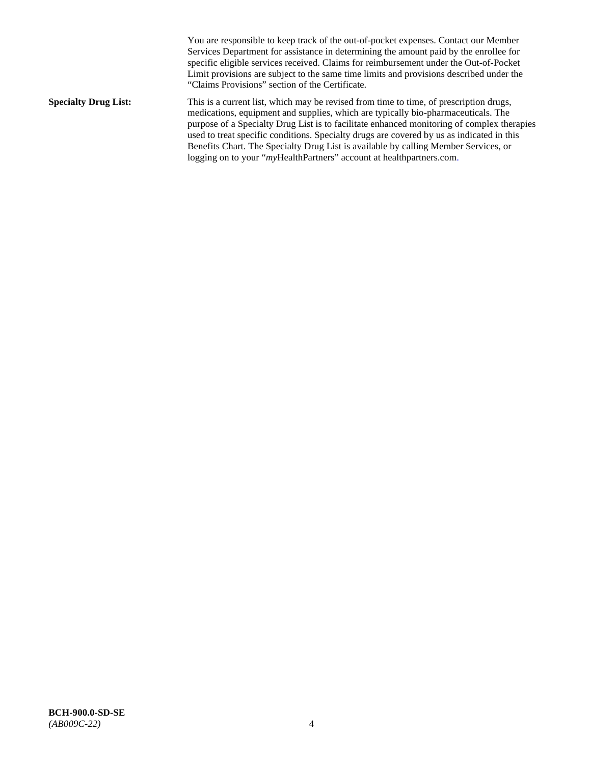You are responsible to keep track of the out-of-pocket expenses. Contact our Member Services Department for assistance in determining the amount paid by the enrollee for specific eligible services received. Claims for reimbursement under the Out-of-Pocket Limit provisions are subject to the same time limits and provisions described under the "Claims Provisions" section of the Certificate.

**Specialty Drug List:** This is a current list, which may be revised from time to time, of prescription drugs, medications, equipment and supplies, which are typically bio-pharmaceuticals. The purpose of a Specialty Drug List is to facilitate enhanced monitoring of complex therapies used to treat specific conditions. Specialty drugs are covered by us as indicated in this Benefits Chart. The Specialty Drug List is available by calling Member Services, or logging on to your "*my*HealthPartners" account at healthpartners.com.

**BCH-900.0-SD-SE**
*(AB009C-22)*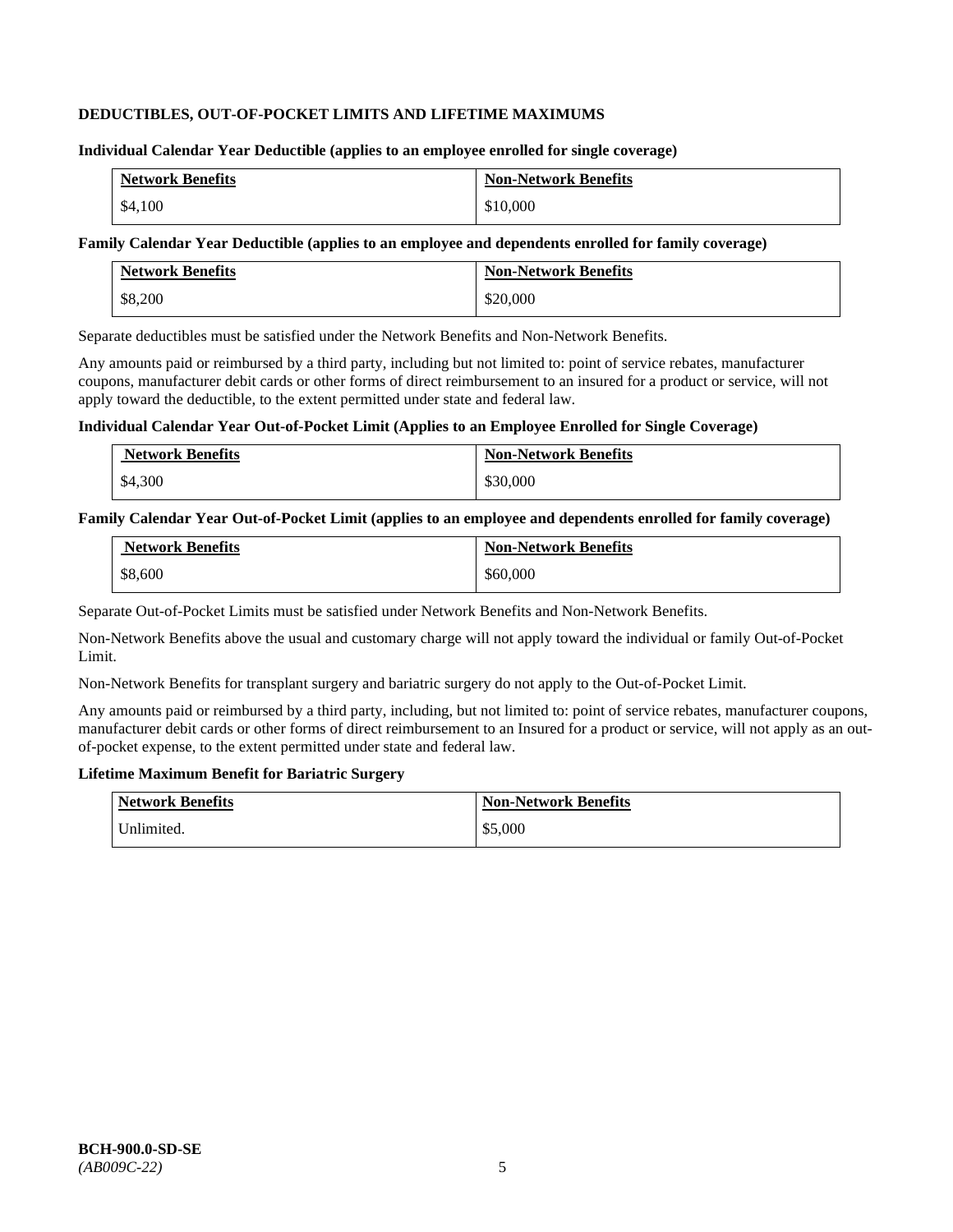## DEDUCTIBLES, OUT-OF-POCKET LIMITS AND LIFETIME MAXIMUMS

**Individual Calendar Year Deductible (applies to an employee enrolled for single coverage)**

| Network Benefits | Non-Network Benefits |
|---|---|
| $4,100 | $10,000 |

**Family Calendar Year Deductible (applies to an employee and dependents enrolled for family coverage)**

| Network Benefits | Non-Network Benefits |
|---|---|
| $8,200 | $20,000 |

Separate deductibles must be satisfied under the Network Benefits and Non-Network Benefits.

Any amounts paid or reimbursed by a third party, including but not limited to: point of service rebates, manufacturer coupons, manufacturer debit cards or other forms of direct reimbursement to an insured for a product or service, will not apply toward the deductible, to the extent permitted under state and federal law.

**Individual Calendar Year Out-of-Pocket Limit (Applies to an Employee Enrolled for Single Coverage)**

| Network Benefits | Non-Network Benefits |
|---|---|
| $4,300 | $30,000 |

**Family Calendar Year Out-of-Pocket Limit (applies to an employee and dependents enrolled for family coverage)**

| Network Benefits | Non-Network Benefits |
|---|---|
| $8,600 | $60,000 |

Separate Out-of-Pocket Limits must be satisfied under Network Benefits and Non-Network Benefits.

Non-Network Benefits above the usual and customary charge will not apply toward the individual or family Out-of-Pocket Limit.

Non-Network Benefits for transplant surgery and bariatric surgery do not apply to the Out-of-Pocket Limit.

Any amounts paid or reimbursed by a third party, including, but not limited to: point of service rebates, manufacturer coupons, manufacturer debit cards or other forms of direct reimbursement to an Insured for a product or service, will not apply as an out-of-pocket expense, to the extent permitted under state and federal law.

**Lifetime Maximum Benefit for Bariatric Surgery**

| Network Benefits | Non-Network Benefits |
|---|---|
| Unlimited. | $5,000 |

**BCH-900.0-SD-SE**
*(AB009C-22)*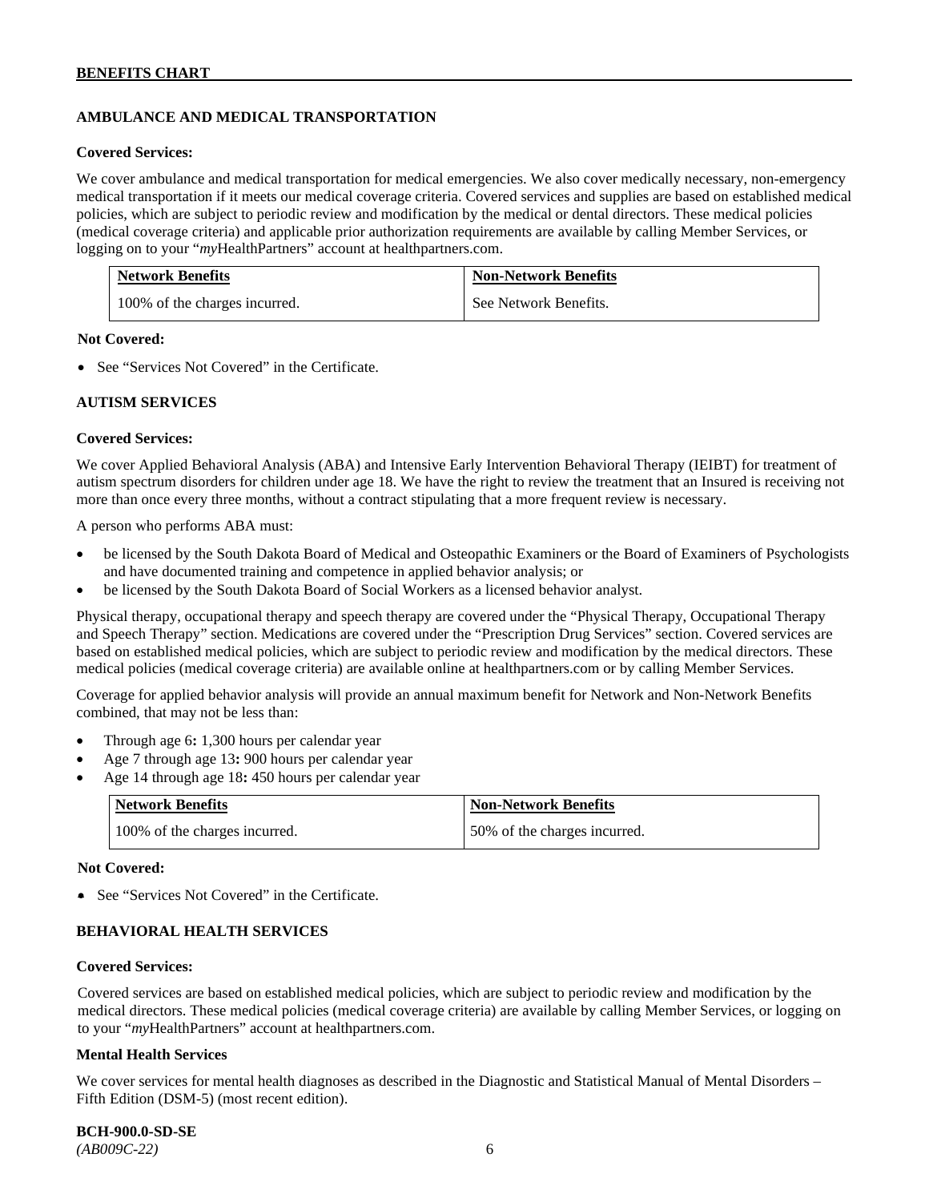**BENEFITS CHART**

## AMBULANCE AND MEDICAL TRANSPORTATION

**Covered Services:**

We cover ambulance and medical transportation for medical emergencies. We also cover medically necessary, non-emergency medical transportation if it meets our medical coverage criteria. Covered services and supplies are based on established medical policies, which are subject to periodic review and modification by the medical or dental directors. These medical policies (medical coverage criteria) and applicable prior authorization requirements are available by calling Member Services, or logging on to your "*my*HealthPartners" account at healthpartners.com.

| Network Benefits | Non-Network Benefits |
| --- | --- |
| 100% of the charges incurred. | See Network Benefits. |

**Not Covered:**

- See "Services Not Covered" in the Certificate.

## AUTISM SERVICES

**Covered Services:**

We cover Applied Behavioral Analysis (ABA) and Intensive Early Intervention Behavioral Therapy (IEIBT) for treatment of autism spectrum disorders for children under age 18. We have the right to review the treatment that an Insured is receiving not more than once every three months, without a contract stipulating that a more frequent review is necessary.

A person who performs ABA must:

- be licensed by the South Dakota Board of Medical and Osteopathic Examiners or the Board of Examiners of Psychologists and have documented training and competence in applied behavior analysis; or
- be licensed by the South Dakota Board of Social Workers as a licensed behavior analyst.

Physical therapy, occupational therapy and speech therapy are covered under the "Physical Therapy, Occupational Therapy and Speech Therapy" section. Medications are covered under the "Prescription Drug Services" section. Covered services are based on established medical policies, which are subject to periodic review and modification by the medical directors. These medical policies (medical coverage criteria) are available online at healthpartners.com or by calling Member Services.

Coverage for applied behavior analysis will provide an annual maximum benefit for Network and Non-Network Benefits combined, that may not be less than:

- Through age 6**:** 1,300 hours per calendar year
- Age 7 through age 13**:** 900 hours per calendar year
- Age 14 through age 18**:** 450 hours per calendar year

| Network Benefits | Non-Network Benefits |
| --- | --- |
| 100% of the charges incurred. | 50% of the charges incurred. |

**Not Covered:**

- See "Services Not Covered" in the Certificate.

## BEHAVIORAL HEALTH SERVICES

**Covered Services:**

Covered services are based on established medical policies, which are subject to periodic review and modification by the medical directors. These medical policies (medical coverage criteria) are available by calling Member Services, or logging on to your "*my*HealthPartners" account at healthpartners.com.

**Mental Health Services**

We cover services for mental health diagnoses as described in the Diagnostic and Statistical Manual of Mental Disorders – Fifth Edition (DSM-5) (most recent edition).

**BCH-900.0-SD-SE**
*(AB009C-22)*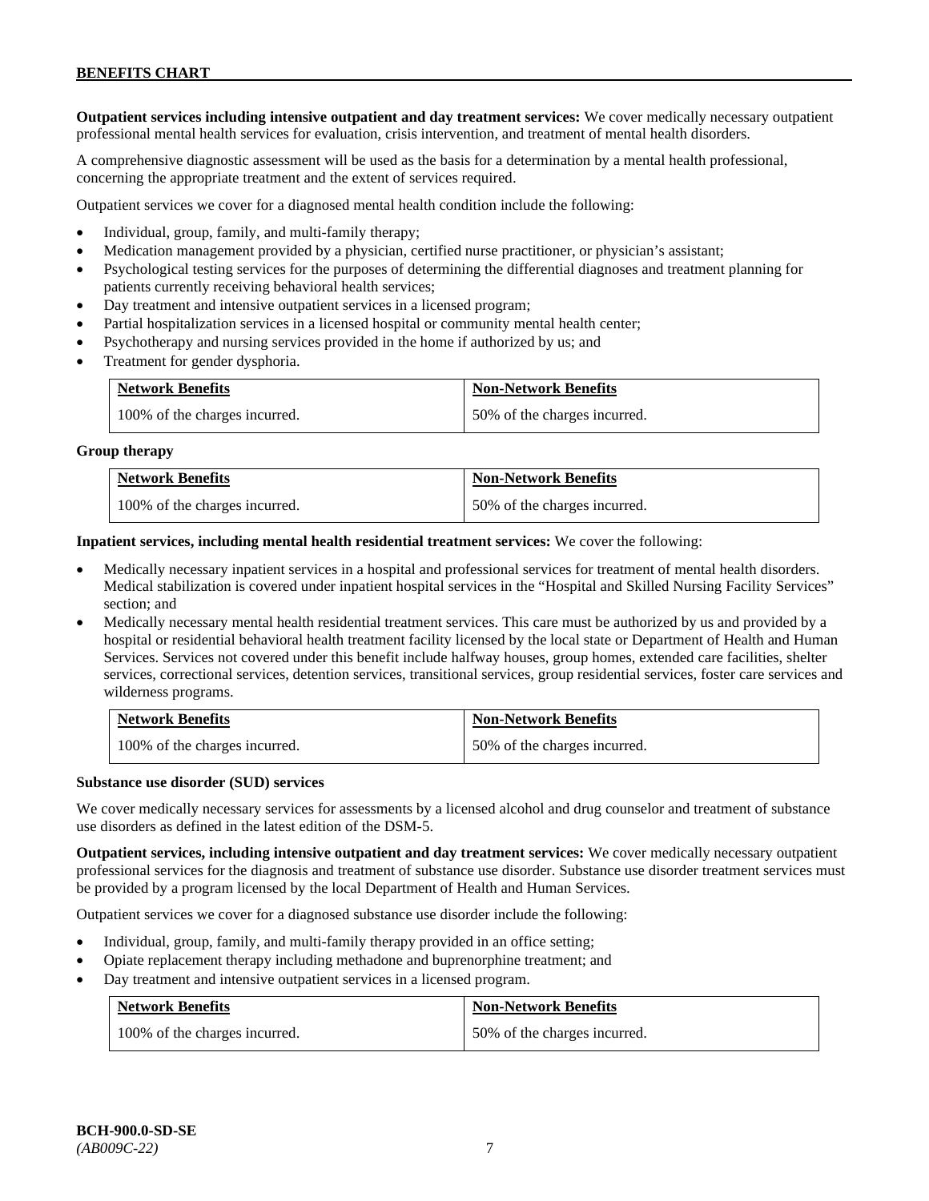**Outpatient services including intensive outpatient and day treatment services:** We cover medically necessary outpatient professional mental health services for evaluation, crisis intervention, and treatment of mental health disorders.

A comprehensive diagnostic assessment will be used as the basis for a determination by a mental health professional, concerning the appropriate treatment and the extent of services required.

Outpatient services we cover for a diagnosed mental health condition include the following:

- Individual, group, family, and multi-family therapy;
- Medication management provided by a physician, certified nurse practitioner, or physician's assistant;
- Psychological testing services for the purposes of determining the differential diagnoses and treatment planning for patients currently receiving behavioral health services;
- Day treatment and intensive outpatient services in a licensed program;
- Partial hospitalization services in a licensed hospital or community mental health center;
- Psychotherapy and nursing services provided in the home if authorized by us; and
- Treatment for gender dysphoria.

| Network Benefits | Non-Network Benefits |
|---|---|
| 100% of the charges incurred. | 50% of the charges incurred. |

**Group therapy**

| Network Benefits | Non-Network Benefits |
|---|---|
| 100% of the charges incurred. | 50% of the charges incurred. |

**Inpatient services, including mental health residential treatment services:** We cover the following:

- Medically necessary inpatient services in a hospital and professional services for treatment of mental health disorders. Medical stabilization is covered under inpatient hospital services in the "Hospital and Skilled Nursing Facility Services" section; and
- Medically necessary mental health residential treatment services. This care must be authorized by us and provided by a hospital or residential behavioral health treatment facility licensed by the local state or Department of Health and Human Services. Services not covered under this benefit include halfway houses, group homes, extended care facilities, shelter services, correctional services, detention services, transitional services, group residential services, foster care services and wilderness programs.

| Network Benefits | Non-Network Benefits |
|---|---|
| 100% of the charges incurred. | 50% of the charges incurred. |

**Substance use disorder (SUD) services**

We cover medically necessary services for assessments by a licensed alcohol and drug counselor and treatment of substance use disorders as defined in the latest edition of the DSM-5.

**Outpatient services, including intensive outpatient and day treatment services:** We cover medically necessary outpatient professional services for the diagnosis and treatment of substance use disorder. Substance use disorder treatment services must be provided by a program licensed by the local Department of Health and Human Services.

Outpatient services we cover for a diagnosed substance use disorder include the following:

- Individual, group, family, and multi-family therapy provided in an office setting;
- Opiate replacement therapy including methadone and buprenorphine treatment; and
- Day treatment and intensive outpatient services in a licensed program.

| Network Benefits | Non-Network Benefits |
|---|---|
| 100% of the charges incurred. | 50% of the charges incurred. |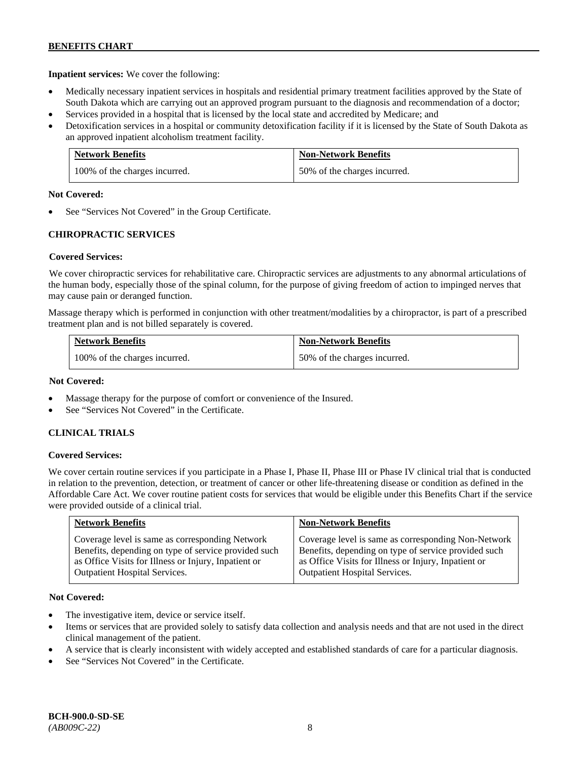**Inpatient services:** We cover the following:

- Medically necessary inpatient services in hospitals and residential primary treatment facilities approved by the State of South Dakota which are carrying out an approved program pursuant to the diagnosis and recommendation of a doctor;
- Services provided in a hospital that is licensed by the local state and accredited by Medicare; and
- Detoxification services in a hospital or community detoxification facility if it is licensed by the State of South Dakota as an approved inpatient alcoholism treatment facility.

| Network Benefits | Non-Network Benefits |
|---|---|
| 100% of the charges incurred. | 50% of the charges incurred. |

**Not Covered:**

- See "Services Not Covered" in the Group Certificate.

## CHIROPRACTIC SERVICES

**Covered Services:**

We cover chiropractic services for rehabilitative care. Chiropractic services are adjustments to any abnormal articulations of the human body, especially those of the spinal column, for the purpose of giving freedom of action to impinged nerves that may cause pain or deranged function.

Massage therapy which is performed in conjunction with other treatment/modalities by a chiropractor, is part of a prescribed treatment plan and is not billed separately is covered.

| Network Benefits | Non-Network Benefits |
|---|---|
| 100% of the charges incurred. | 50% of the charges incurred. |

**Not Covered:**

- Massage therapy for the purpose of comfort or convenience of the Insured.
- See "Services Not Covered" in the Certificate.

## CLINICAL TRIALS

**Covered Services:**

We cover certain routine services if you participate in a Phase I, Phase II, Phase III or Phase IV clinical trial that is conducted in relation to the prevention, detection, or treatment of cancer or other life-threatening disease or condition as defined in the Affordable Care Act. We cover routine patient costs for services that would be eligible under this Benefits Chart if the service were provided outside of a clinical trial.

| Network Benefits | Non-Network Benefits |
|---|---|
| Coverage level is same as corresponding Network Benefits, depending on type of service provided such as Office Visits for Illness or Injury, Inpatient or Outpatient Hospital Services. | Coverage level is same as corresponding Non-Network Benefits, depending on type of service provided such as Office Visits for Illness or Injury, Inpatient or Outpatient Hospital Services. |

**Not Covered:**

- The investigative item, device or service itself.
- Items or services that are provided solely to satisfy data collection and analysis needs and that are not used in the direct clinical management of the patient.
- A service that is clearly inconsistent with widely accepted and established standards of care for a particular diagnosis.
- See "Services Not Covered" in the Certificate.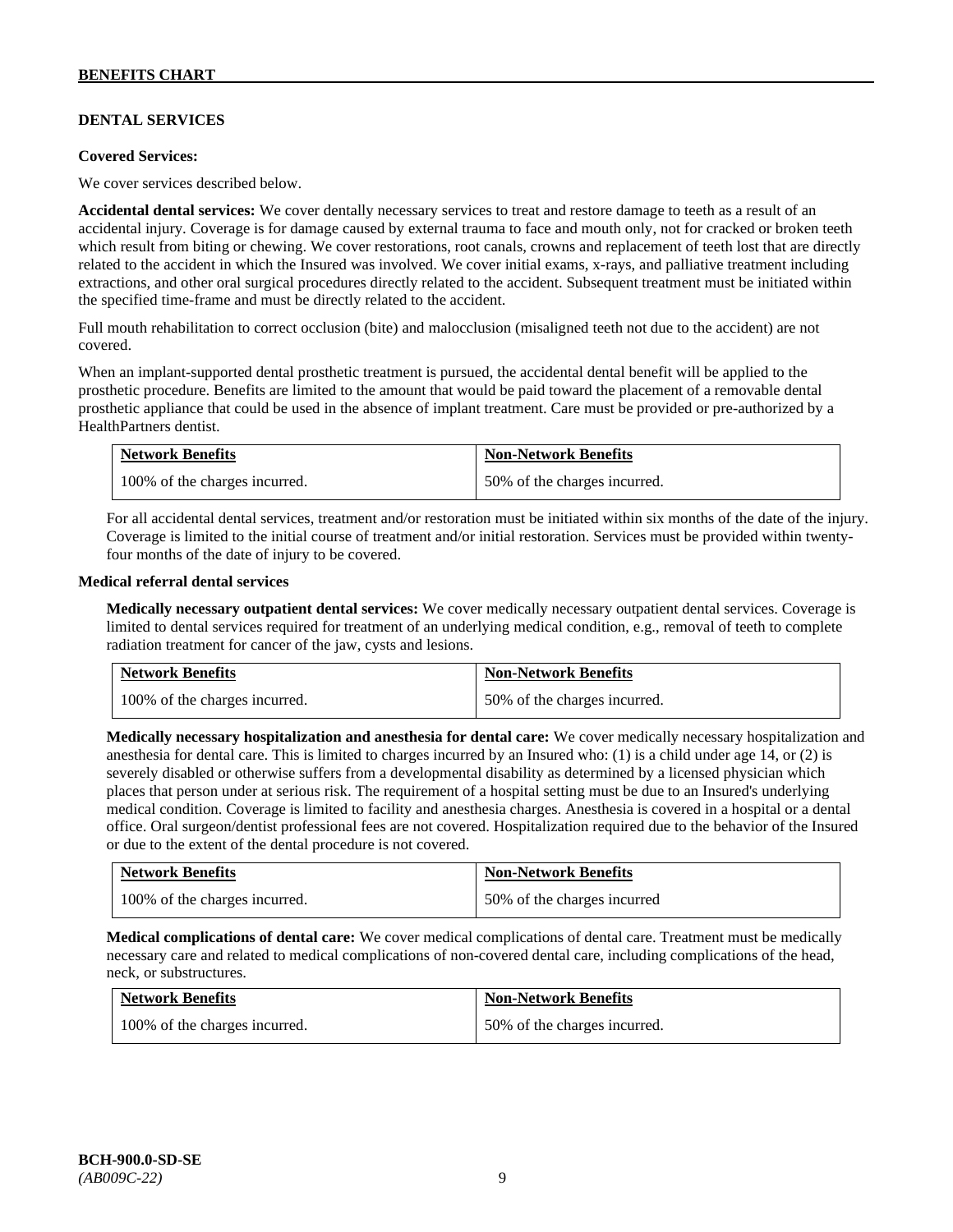## DENTAL SERVICES

**Covered Services:**

We cover services described below.

**Accidental dental services:** We cover dentally necessary services to treat and restore damage to teeth as a result of an accidental injury. Coverage is for damage caused by external trauma to face and mouth only, not for cracked or broken teeth which result from biting or chewing. We cover restorations, root canals, crowns and replacement of teeth lost that are directly related to the accident in which the Insured was involved. We cover initial exams, x-rays, and palliative treatment including extractions, and other oral surgical procedures directly related to the accident. Subsequent treatment must be initiated within the specified time-frame and must be directly related to the accident.

Full mouth rehabilitation to correct occlusion (bite) and malocclusion (misaligned teeth not due to the accident) are not covered.

When an implant-supported dental prosthetic treatment is pursued, the accidental dental benefit will be applied to the prosthetic procedure. Benefits are limited to the amount that would be paid toward the placement of a removable dental prosthetic appliance that could be used in the absence of implant treatment. Care must be provided or pre-authorized by a HealthPartners dentist.

| Network Benefits | Non-Network Benefits |
|---|---|
| 100% of the charges incurred. | 50% of the charges incurred. |

For all accidental dental services, treatment and/or restoration must be initiated within six months of the date of the injury. Coverage is limited to the initial course of treatment and/or initial restoration. Services must be provided within twenty-four months of the date of injury to be covered.

**Medical referral dental services**

**Medically necessary outpatient dental services:** We cover medically necessary outpatient dental services. Coverage is limited to dental services required for treatment of an underlying medical condition, e.g., removal of teeth to complete radiation treatment for cancer of the jaw, cysts and lesions.

| Network Benefits | Non-Network Benefits |
|---|---|
| 100% of the charges incurred. | 50% of the charges incurred. |

**Medically necessary hospitalization and anesthesia for dental care:** We cover medically necessary hospitalization and anesthesia for dental care. This is limited to charges incurred by an Insured who: (1) is a child under age 14, or (2) is severely disabled or otherwise suffers from a developmental disability as determined by a licensed physician which places that person under at serious risk. The requirement of a hospital setting must be due to an Insured's underlying medical condition. Coverage is limited to facility and anesthesia charges. Anesthesia is covered in a hospital or a dental office. Oral surgeon/dentist professional fees are not covered. Hospitalization required due to the behavior of the Insured or due to the extent of the dental procedure is not covered.

| Network Benefits | Non-Network Benefits |
|---|---|
| 100% of the charges incurred. | 50% of the charges incurred |

**Medical complications of dental care:** We cover medical complications of dental care. Treatment must be medically necessary care and related to medical complications of non-covered dental care, including complications of the head, neck, or substructures.

| Network Benefits | Non-Network Benefits |
|---|---|
| 100% of the charges incurred. | 50% of the charges incurred. |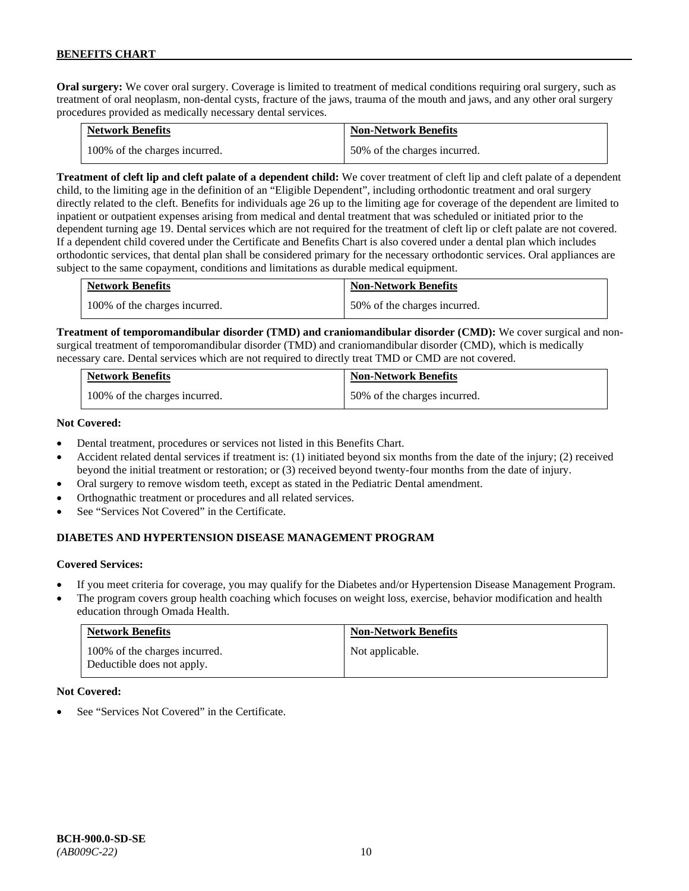**Oral surgery:** We cover oral surgery. Coverage is limited to treatment of medical conditions requiring oral surgery, such as treatment of oral neoplasm, non-dental cysts, fracture of the jaws, trauma of the mouth and jaws, and any other oral surgery procedures provided as medically necessary dental services.

| Network Benefits | Non-Network Benefits |
|---|---|
| 100% of the charges incurred. | 50% of the charges incurred. |

**Treatment of cleft lip and cleft palate of a dependent child:** We cover treatment of cleft lip and cleft palate of a dependent child, to the limiting age in the definition of an "Eligible Dependent", including orthodontic treatment and oral surgery directly related to the cleft. Benefits for individuals age 26 up to the limiting age for coverage of the dependent are limited to inpatient or outpatient expenses arising from medical and dental treatment that was scheduled or initiated prior to the dependent turning age 19. Dental services which are not required for the treatment of cleft lip or cleft palate are not covered. If a dependent child covered under the Certificate and Benefits Chart is also covered under a dental plan which includes orthodontic services, that dental plan shall be considered primary for the necessary orthodontic services. Oral appliances are subject to the same copayment, conditions and limitations as durable medical equipment.

| Network Benefits | Non-Network Benefits |
|---|---|
| 100% of the charges incurred. | 50% of the charges incurred. |

**Treatment of temporomandibular disorder (TMD) and craniomandibular disorder (CMD):** We cover surgical and non-surgical treatment of temporomandibular disorder (TMD) and craniomandibular disorder (CMD), which is medically necessary care. Dental services which are not required to directly treat TMD or CMD are not covered.

| Network Benefits | Non-Network Benefits |
|---|---|
| 100% of the charges incurred. | 50% of the charges incurred. |

**Not Covered:**

- Dental treatment, procedures or services not listed in this Benefits Chart.
- Accident related dental services if treatment is: (1) initiated beyond six months from the date of the injury; (2) received beyond the initial treatment or restoration; or (3) received beyond twenty-four months from the date of injury.
- Oral surgery to remove wisdom teeth, except as stated in the Pediatric Dental amendment.
- Orthognathic treatment or procedures and all related services.
- See "Services Not Covered" in the Certificate.

## DIABETES AND HYPERTENSION DISEASE MANAGEMENT PROGRAM

**Covered Services:**

- If you meet criteria for coverage, you may qualify for the Diabetes and/or Hypertension Disease Management Program.
- The program covers group health coaching which focuses on weight loss, exercise, behavior modification and health education through Omada Health.

| Network Benefits | Non-Network Benefits |
|---|---|
| 100% of the charges incurred. Deductible does not apply. | Not applicable. |

**Not Covered:**

- See "Services Not Covered" in the Certificate.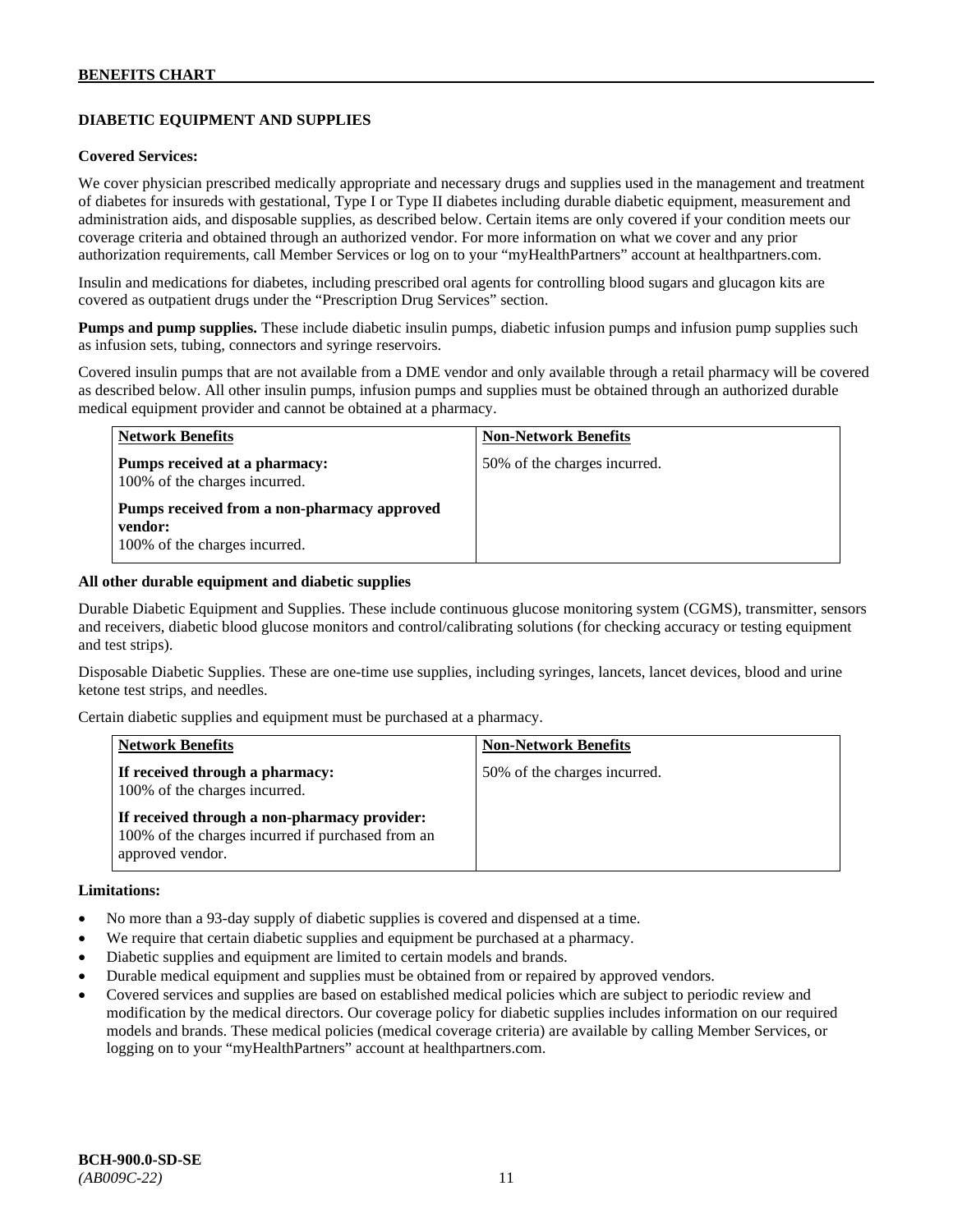## DIABETIC EQUIPMENT AND SUPPLIES

### Covered Services:

We cover physician prescribed medically appropriate and necessary drugs and supplies used in the management and treatment of diabetes for insureds with gestational, Type I or Type II diabetes including durable diabetic equipment, measurement and administration aids, and disposable supplies, as described below. Certain items are only covered if your condition meets our coverage criteria and obtained through an authorized vendor. For more information on what we cover and any prior authorization requirements, call Member Services or log on to your "myHealthPartners" account at healthpartners.com.

Insulin and medications for diabetes, including prescribed oral agents for controlling blood sugars and glucagon kits are covered as outpatient drugs under the "Prescription Drug Services" section.

**Pumps and pump supplies.** These include diabetic insulin pumps, diabetic infusion pumps and infusion pump supplies such as infusion sets, tubing, connectors and syringe reservoirs.

Covered insulin pumps that are not available from a DME vendor and only available through a retail pharmacy will be covered as described below. All other insulin pumps, infusion pumps and supplies must be obtained through an authorized durable medical equipment provider and cannot be obtained at a pharmacy.

| Network Benefits | Non-Network Benefits |
|---|---|
| **Pumps received at a pharmacy:** 100% of the charges incurred.<br>**Pumps received from a non-pharmacy approved vendor:** 100% of the charges incurred. | 50% of the charges incurred. |

### All other durable equipment and diabetic supplies

Durable Diabetic Equipment and Supplies. These include continuous glucose monitoring system (CGMS), transmitter, sensors and receivers, diabetic blood glucose monitors and control/calibrating solutions (for checking accuracy or testing equipment and test strips).

Disposable Diabetic Supplies. These are one-time use supplies, including syringes, lancets, lancet devices, blood and urine ketone test strips, and needles.

Certain diabetic supplies and equipment must be purchased at a pharmacy.

| Network Benefits | Non-Network Benefits |
|---|---|
| **If received through a pharmacy:** 100% of the charges incurred.<br>**If received through a non-pharmacy provider:** 100% of the charges incurred if purchased from an approved vendor. | 50% of the charges incurred. |

### Limitations:

- No more than a 93-day supply of diabetic supplies is covered and dispensed at a time.
- We require that certain diabetic supplies and equipment be purchased at a pharmacy.
- Diabetic supplies and equipment are limited to certain models and brands.
- Durable medical equipment and supplies must be obtained from or repaired by approved vendors.
- Covered services and supplies are based on established medical policies which are subject to periodic review and modification by the medical directors. Our coverage policy for diabetic supplies includes information on our required models and brands. These medical policies (medical coverage criteria) are available by calling Member Services, or logging on to your "myHealthPartners" account at healthpartners.com.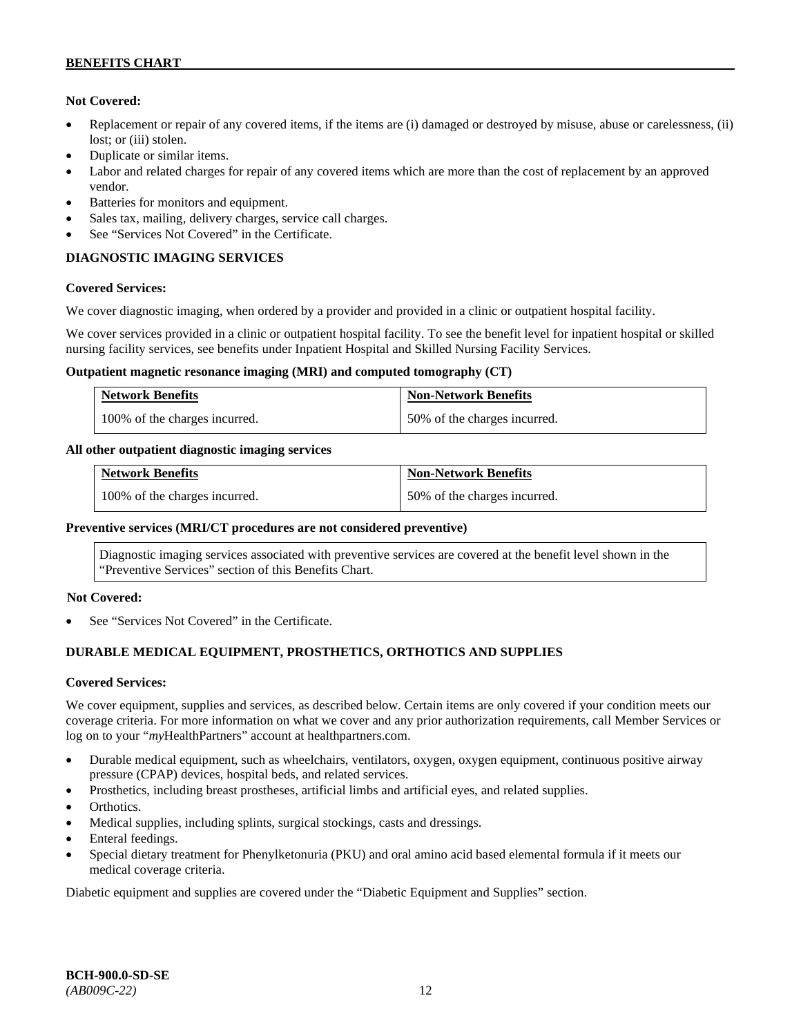**Not Covered:**

- Replacement or repair of any covered items, if the items are (i) damaged or destroyed by misuse, abuse or carelessness, (ii) lost; or (iii) stolen.
- Duplicate or similar items.
- Labor and related charges for repair of any covered items which are more than the cost of replacement by an approved vendor.
- Batteries for monitors and equipment.
- Sales tax, mailing, delivery charges, service call charges.
- See "Services Not Covered" in the Certificate.

**DIAGNOSTIC IMAGING SERVICES**

**Covered Services:**

We cover diagnostic imaging, when ordered by a provider and provided in a clinic or outpatient hospital facility.

We cover services provided in a clinic or outpatient hospital facility. To see the benefit level for inpatient hospital or skilled nursing facility services, see benefits under Inpatient Hospital and Skilled Nursing Facility Services.

**Outpatient magnetic resonance imaging (MRI) and computed tomography (CT)**

| Network Benefits | Non-Network Benefits |
|---|---|
| 100% of the charges incurred. | 50% of the charges incurred. |

**All other outpatient diagnostic imaging services**

| Network Benefits | Non-Network Benefits |
|---|---|
| 100% of the charges incurred. | 50% of the charges incurred. |

**Preventive services (MRI/CT procedures are not considered preventive)**

| Diagnostic imaging services associated with preventive services are covered at the benefit level shown in the "Preventive Services" section of this Benefits Chart. |
|---|

**Not Covered:**

- See "Services Not Covered" in the Certificate.

**DURABLE MEDICAL EQUIPMENT, PROSTHETICS, ORTHOTICS AND SUPPLIES**

**Covered Services:**

We cover equipment, supplies and services, as described below. Certain items are only covered if your condition meets our coverage criteria. For more information on what we cover and any prior authorization requirements, call Member Services or log on to your "*my*HealthPartners" account at healthpartners.com.

- Durable medical equipment, such as wheelchairs, ventilators, oxygen, oxygen equipment, continuous positive airway pressure (CPAP) devices, hospital beds, and related services.
- Prosthetics, including breast prostheses, artificial limbs and artificial eyes, and related supplies.
- Orthotics.
- Medical supplies, including splints, surgical stockings, casts and dressings.
- Enteral feedings.
- Special dietary treatment for Phenylketonuria (PKU) and oral amino acid based elemental formula if it meets our medical coverage criteria.

Diabetic equipment and supplies are covered under the "Diabetic Equipment and Supplies" section.

**BCH-900.0-SD-SE**
*(AB009C-22)*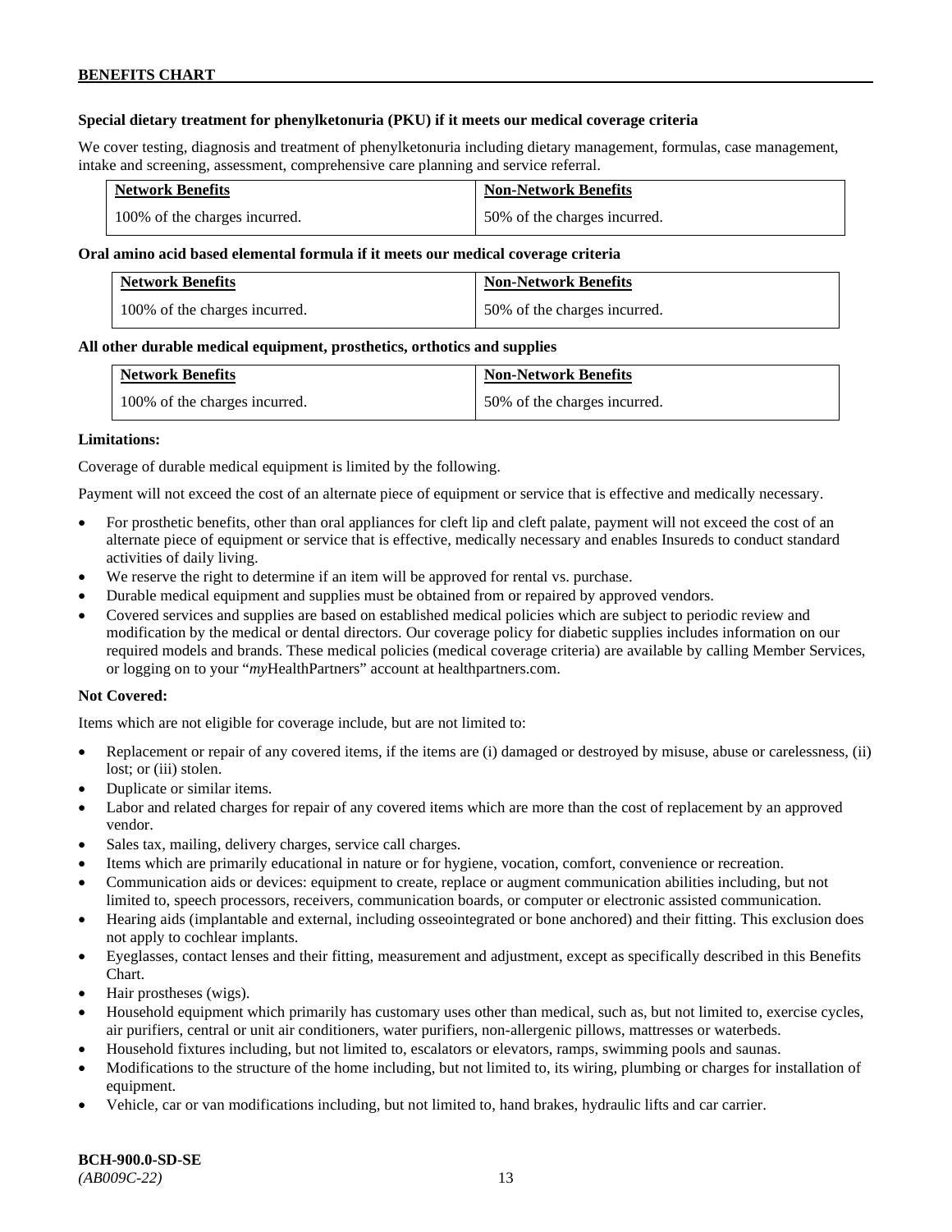**Special dietary treatment for phenylketonuria (PKU) if it meets our medical coverage criteria**

We cover testing, diagnosis and treatment of phenylketonuria including dietary management, formulas, case management, intake and screening, assessment, comprehensive care planning and service referral.

| Network Benefits | Non-Network Benefits |
|---|---|
| 100% of the charges incurred. | 50% of the charges incurred. |

**Oral amino acid based elemental formula if it meets our medical coverage criteria**

| Network Benefits | Non-Network Benefits |
|---|---|
| 100% of the charges incurred. | 50% of the charges incurred. |

**All other durable medical equipment, prosthetics, orthotics and supplies**

| Network Benefits | Non-Network Benefits |
|---|---|
| 100% of the charges incurred. | 50% of the charges incurred. |

**Limitations:**

Coverage of durable medical equipment is limited by the following.

Payment will not exceed the cost of an alternate piece of equipment or service that is effective and medically necessary.

- For prosthetic benefits, other than oral appliances for cleft lip and cleft palate, payment will not exceed the cost of an alternate piece of equipment or service that is effective, medically necessary and enables Insureds to conduct standard activities of daily living.
- We reserve the right to determine if an item will be approved for rental vs. purchase.
- Durable medical equipment and supplies must be obtained from or repaired by approved vendors.
- Covered services and supplies are based on established medical policies which are subject to periodic review and modification by the medical or dental directors. Our coverage policy for diabetic supplies includes information on our required models and brands. These medical policies (medical coverage criteria) are available by calling Member Services, or logging on to your "*my*HealthPartners" account at healthpartners.com.

**Not Covered:**

Items which are not eligible for coverage include, but are not limited to:

- Replacement or repair of any covered items, if the items are (i) damaged or destroyed by misuse, abuse or carelessness, (ii) lost; or (iii) stolen.
- Duplicate or similar items.
- Labor and related charges for repair of any covered items which are more than the cost of replacement by an approved vendor.
- Sales tax, mailing, delivery charges, service call charges.
- Items which are primarily educational in nature or for hygiene, vocation, comfort, convenience or recreation.
- Communication aids or devices: equipment to create, replace or augment communication abilities including, but not limited to, speech processors, receivers, communication boards, or computer or electronic assisted communication.
- Hearing aids (implantable and external, including osseointegrated or bone anchored) and their fitting. This exclusion does not apply to cochlear implants.
- Eyeglasses, contact lenses and their fitting, measurement and adjustment, except as specifically described in this Benefits Chart.
- Hair prostheses (wigs).
- Household equipment which primarily has customary uses other than medical, such as, but not limited to, exercise cycles, air purifiers, central or unit air conditioners, water purifiers, non-allergenic pillows, mattresses or waterbeds.
- Household fixtures including, but not limited to, escalators or elevators, ramps, swimming pools and saunas.
- Modifications to the structure of the home including, but not limited to, its wiring, plumbing or charges for installation of equipment.
- Vehicle, car or van modifications including, but not limited to, hand brakes, hydraulic lifts and car carrier.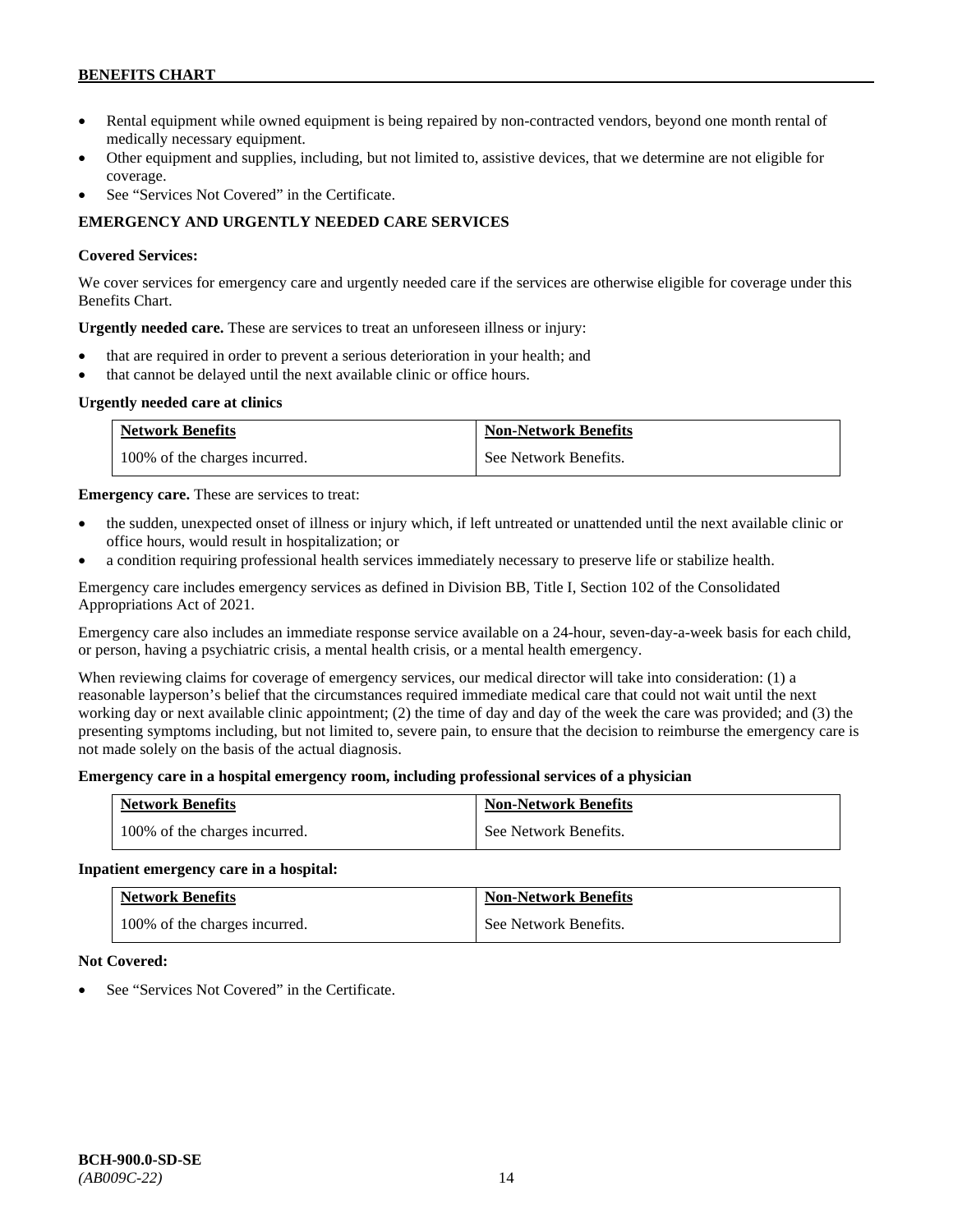- Rental equipment while owned equipment is being repaired by non-contracted vendors, beyond one month rental of medically necessary equipment.
- Other equipment and supplies, including, but not limited to, assistive devices, that we determine are not eligible for coverage.
- See "Services Not Covered" in the Certificate.

## EMERGENCY AND URGENTLY NEEDED CARE SERVICES

**Covered Services:**

We cover services for emergency care and urgently needed care if the services are otherwise eligible for coverage under this Benefits Chart.

**Urgently needed care.** These are services to treat an unforeseen illness or injury:

- that are required in order to prevent a serious deterioration in your health; and
- that cannot be delayed until the next available clinic or office hours.

**Urgently needed care at clinics**

| Network Benefits | Non-Network Benefits |
|---|---|
| 100% of the charges incurred. | See Network Benefits. |

**Emergency care.** These are services to treat:

- the sudden, unexpected onset of illness or injury which, if left untreated or unattended until the next available clinic or office hours, would result in hospitalization; or
- a condition requiring professional health services immediately necessary to preserve life or stabilize health.

Emergency care includes emergency services as defined in Division BB, Title I, Section 102 of the Consolidated Appropriations Act of 2021.

Emergency care also includes an immediate response service available on a 24-hour, seven-day-a-week basis for each child, or person, having a psychiatric crisis, a mental health crisis, or a mental health emergency.

When reviewing claims for coverage of emergency services, our medical director will take into consideration: (1) a reasonable layperson's belief that the circumstances required immediate medical care that could not wait until the next working day or next available clinic appointment; (2) the time of day and day of the week the care was provided; and (3) the presenting symptoms including, but not limited to, severe pain, to ensure that the decision to reimburse the emergency care is not made solely on the basis of the actual diagnosis.

**Emergency care in a hospital emergency room, including professional services of a physician**

| Network Benefits | Non-Network Benefits |
|---|---|
| 100% of the charges incurred. | See Network Benefits. |

**Inpatient emergency care in a hospital:**

| Network Benefits | Non-Network Benefits |
|---|---|
| 100% of the charges incurred. | See Network Benefits. |

**Not Covered:**

- See "Services Not Covered" in the Certificate.

**BCH-900.0-SD-SE**
*(AB009C-22)*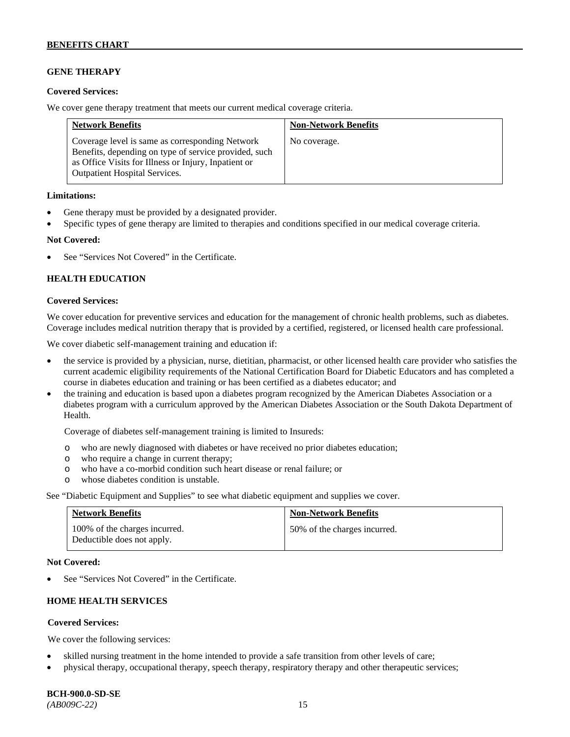## GENE THERAPY

**Covered Services:**

We cover gene therapy treatment that meets our current medical coverage criteria.

| Network Benefits | Non-Network Benefits |
|---|---|
| Coverage level is same as corresponding Network Benefits, depending on type of service provided, such as Office Visits for Illness or Injury, Inpatient or Outpatient Hospital Services. | No coverage. |

**Limitations:**

- Gene therapy must be provided by a designated provider.
- Specific types of gene therapy are limited to therapies and conditions specified in our medical coverage criteria.

**Not Covered:**

- See "Services Not Covered" in the Certificate.

## HEALTH EDUCATION

**Covered Services:**

We cover education for preventive services and education for the management of chronic health problems, such as diabetes. Coverage includes medical nutrition therapy that is provided by a certified, registered, or licensed health care professional.

We cover diabetic self-management training and education if:

- the service is provided by a physician, nurse, dietitian, pharmacist, or other licensed health care provider who satisfies the current academic eligibility requirements of the National Certification Board for Diabetic Educators and has completed a course in diabetes education and training or has been certified as a diabetes educator; and
- the training and education is based upon a diabetes program recognized by the American Diabetes Association or a diabetes program with a curriculum approved by the American Diabetes Association or the South Dakota Department of Health.

  Coverage of diabetes self-management training is limited to Insureds:

  - who are newly diagnosed with diabetes or have received no prior diabetes education;
  - who require a change in current therapy;
  - who have a co-morbid condition such heart disease or renal failure; or
  - whose diabetes condition is unstable.

See "Diabetic Equipment and Supplies" to see what diabetic equipment and supplies we cover.

| Network Benefits | Non-Network Benefits |
|---|---|
| 100% of the charges incurred. Deductible does not apply. | 50% of the charges incurred. |

**Not Covered:**

- See "Services Not Covered" in the Certificate.

## HOME HEALTH SERVICES

**Covered Services:**

We cover the following services:

- skilled nursing treatment in the home intended to provide a safe transition from other levels of care;
- physical therapy, occupational therapy, speech therapy, respiratory therapy and other therapeutic services;

BCH-900.0-SD-SE
*(AB009C-22)*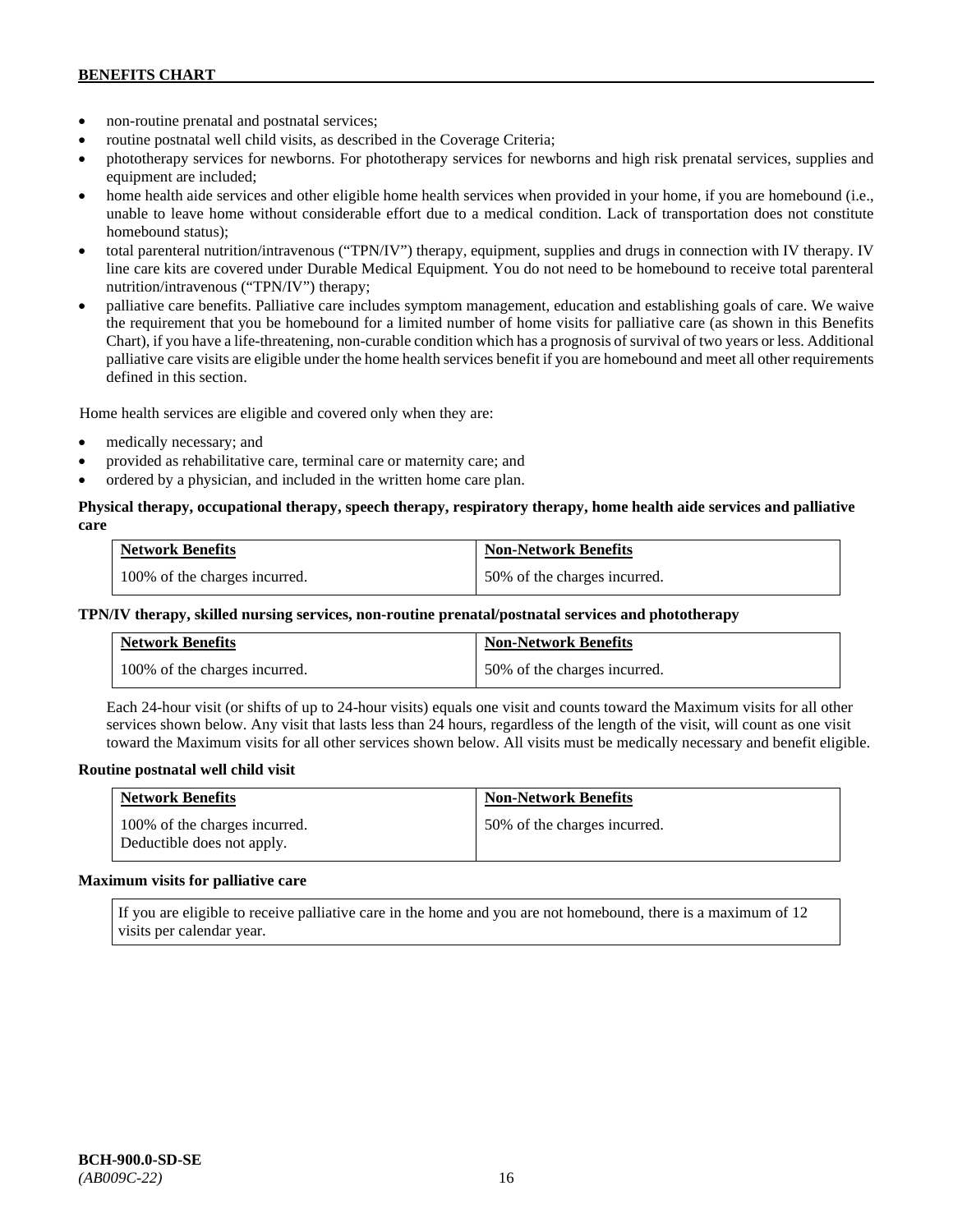- non-routine prenatal and postnatal services;
- routine postnatal well child visits, as described in the Coverage Criteria;
- phototherapy services for newborns. For phototherapy services for newborns and high risk prenatal services, supplies and equipment are included;
- home health aide services and other eligible home health services when provided in your home, if you are homebound (i.e., unable to leave home without considerable effort due to a medical condition. Lack of transportation does not constitute homebound status);
- total parenteral nutrition/intravenous ("TPN/IV") therapy, equipment, supplies and drugs in connection with IV therapy. IV line care kits are covered under Durable Medical Equipment. You do not need to be homebound to receive total parenteral nutrition/intravenous ("TPN/IV") therapy;
- palliative care benefits. Palliative care includes symptom management, education and establishing goals of care. We waive the requirement that you be homebound for a limited number of home visits for palliative care (as shown in this Benefits Chart), if you have a life-threatening, non-curable condition which has a prognosis of survival of two years or less. Additional palliative care visits are eligible under the home health services benefit if you are homebound and meet all other requirements defined in this section.

Home health services are eligible and covered only when they are:

- medically necessary; and
- provided as rehabilitative care, terminal care or maternity care; and
- ordered by a physician, and included in the written home care plan.

**Physical therapy, occupational therapy, speech therapy, respiratory therapy, home health aide services and palliative care**

| Network Benefits | Non-Network Benefits |
|---|---|
| 100% of the charges incurred. | 50% of the charges incurred. |

**TPN/IV therapy, skilled nursing services, non-routine prenatal/postnatal services and phototherapy**

| Network Benefits | Non-Network Benefits |
|---|---|
| 100% of the charges incurred. | 50% of the charges incurred. |

Each 24-hour visit (or shifts of up to 24-hour visits) equals one visit and counts toward the Maximum visits for all other services shown below. Any visit that lasts less than 24 hours, regardless of the length of the visit, will count as one visit toward the Maximum visits for all other services shown below. All visits must be medically necessary and benefit eligible.

**Routine postnatal well child visit**

| Network Benefits | Non-Network Benefits |
|---|---|
| 100% of the charges incurred.<br>Deductible does not apply. | 50% of the charges incurred. |

**Maximum visits for palliative care**

| If you are eligible to receive palliative care in the home and you are not homebound, there is a maximum of 12 visits per calendar year. |
|---|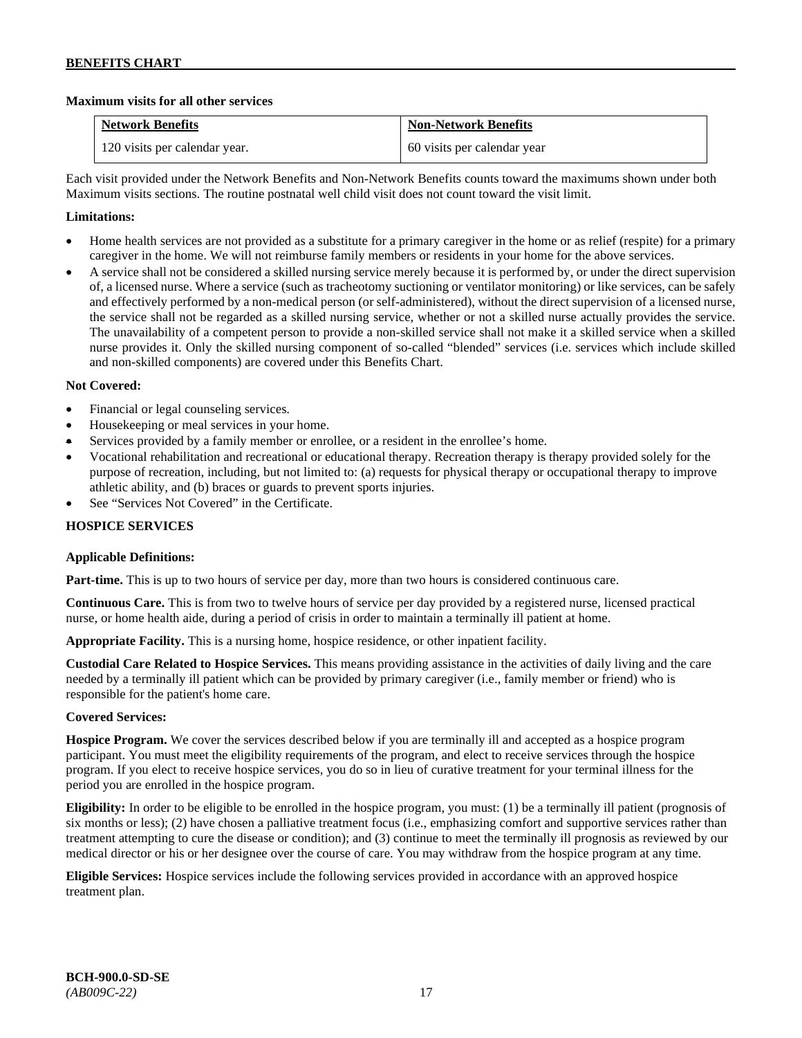**Maximum visits for all other services**

| Network Benefits | Non-Network Benefits |
|---|---|
| 120 visits per calendar year. | 60 visits per calendar year |

Each visit provided under the Network Benefits and Non-Network Benefits counts toward the maximums shown under both Maximum visits sections. The routine postnatal well child visit does not count toward the visit limit.

**Limitations:**

- Home health services are not provided as a substitute for a primary caregiver in the home or as relief (respite) for a primary caregiver in the home. We will not reimburse family members or residents in your home for the above services.
- A service shall not be considered a skilled nursing service merely because it is performed by, or under the direct supervision of, a licensed nurse. Where a service (such as tracheotomy suctioning or ventilator monitoring) or like services, can be safely and effectively performed by a non-medical person (or self-administered), without the direct supervision of a licensed nurse, the service shall not be regarded as a skilled nursing service, whether or not a skilled nurse actually provides the service. The unavailability of a competent person to provide a non-skilled service shall not make it a skilled service when a skilled nurse provides it. Only the skilled nursing component of so-called "blended" services (i.e. services which include skilled and non-skilled components) are covered under this Benefits Chart.

**Not Covered:**

- Financial or legal counseling services.
- Housekeeping or meal services in your home.
- Services provided by a family member or enrollee, or a resident in the enrollee's home.
- Vocational rehabilitation and recreational or educational therapy. Recreation therapy is therapy provided solely for the purpose of recreation, including, but not limited to: (a) requests for physical therapy or occupational therapy to improve athletic ability, and (b) braces or guards to prevent sports injuries.
- See "Services Not Covered" in the Certificate.

## HOSPICE SERVICES

**Applicable Definitions:**

**Part-time.** This is up to two hours of service per day, more than two hours is considered continuous care.

**Continuous Care.** This is from two to twelve hours of service per day provided by a registered nurse, licensed practical nurse, or home health aide, during a period of crisis in order to maintain a terminally ill patient at home.

**Appropriate Facility.** This is a nursing home, hospice residence, or other inpatient facility.

**Custodial Care Related to Hospice Services.** This means providing assistance in the activities of daily living and the care needed by a terminally ill patient which can be provided by primary caregiver (i.e., family member or friend) who is responsible for the patient's home care.

**Covered Services:**

**Hospice Program.** We cover the services described below if you are terminally ill and accepted as a hospice program participant. You must meet the eligibility requirements of the program, and elect to receive services through the hospice program. If you elect to receive hospice services, you do so in lieu of curative treatment for your terminal illness for the period you are enrolled in the hospice program.

**Eligibility:** In order to be eligible to be enrolled in the hospice program, you must: (1) be a terminally ill patient (prognosis of six months or less); (2) have chosen a palliative treatment focus (i.e., emphasizing comfort and supportive services rather than treatment attempting to cure the disease or condition); and (3) continue to meet the terminally ill prognosis as reviewed by our medical director or his or her designee over the course of care. You may withdraw from the hospice program at any time.

**Eligible Services:** Hospice services include the following services provided in accordance with an approved hospice treatment plan.

BCH-900.0-SD-SE
*(AB009C-22)*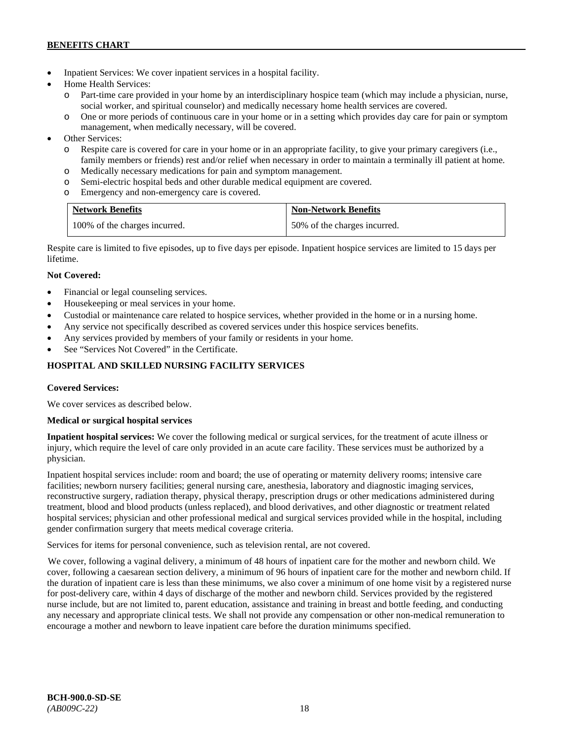- Inpatient Services: We cover inpatient services in a hospital facility.
- Home Health Services:
  - Part-time care provided in your home by an interdisciplinary hospice team (which may include a physician, nurse, social worker, and spiritual counselor) and medically necessary home health services are covered.
  - One or more periods of continuous care in your home or in a setting which provides day care for pain or symptom management, when medically necessary, will be covered.
- Other Services:
  - Respite care is covered for care in your home or in an appropriate facility, to give your primary caregivers (i.e., family members or friends) rest and/or relief when necessary in order to maintain a terminally ill patient at home.
  - Medically necessary medications for pain and symptom management.
  - Semi-electric hospital beds and other durable medical equipment are covered.
  - Emergency and non-emergency care is covered.

| Network Benefits | Non-Network Benefits |
|---|---|
| 100% of the charges incurred. | 50% of the charges incurred. |

Respite care is limited to five episodes, up to five days per episode. Inpatient hospice services are limited to 15 days per lifetime.

**Not Covered:**

- Financial or legal counseling services.
- Housekeeping or meal services in your home.
- Custodial or maintenance care related to hospice services, whether provided in the home or in a nursing home.
- Any service not specifically described as covered services under this hospice services benefits.
- Any services provided by members of your family or residents in your home.
- See "Services Not Covered" in the Certificate.

## HOSPITAL AND SKILLED NURSING FACILITY SERVICES

**Covered Services:**

We cover services as described below.

**Medical or surgical hospital services**

**Inpatient hospital services:** We cover the following medical or surgical services, for the treatment of acute illness or injury, which require the level of care only provided in an acute care facility. These services must be authorized by a physician.

Inpatient hospital services include: room and board; the use of operating or maternity delivery rooms; intensive care facilities; newborn nursery facilities; general nursing care, anesthesia, laboratory and diagnostic imaging services, reconstructive surgery, radiation therapy, physical therapy, prescription drugs or other medications administered during treatment, blood and blood products (unless replaced), and blood derivatives, and other diagnostic or treatment related hospital services; physician and other professional medical and surgical services provided while in the hospital, including gender confirmation surgery that meets medical coverage criteria.

Services for items for personal convenience, such as television rental, are not covered.

We cover, following a vaginal delivery, a minimum of 48 hours of inpatient care for the mother and newborn child. We cover, following a caesarean section delivery, a minimum of 96 hours of inpatient care for the mother and newborn child. If the duration of inpatient care is less than these minimums, we also cover a minimum of one home visit by a registered nurse for post-delivery care, within 4 days of discharge of the mother and newborn child. Services provided by the registered nurse include, but are not limited to, parent education, assistance and training in breast and bottle feeding, and conducting any necessary and appropriate clinical tests. We shall not provide any compensation or other non-medical remuneration to encourage a mother and newborn to leave inpatient care before the duration minimums specified.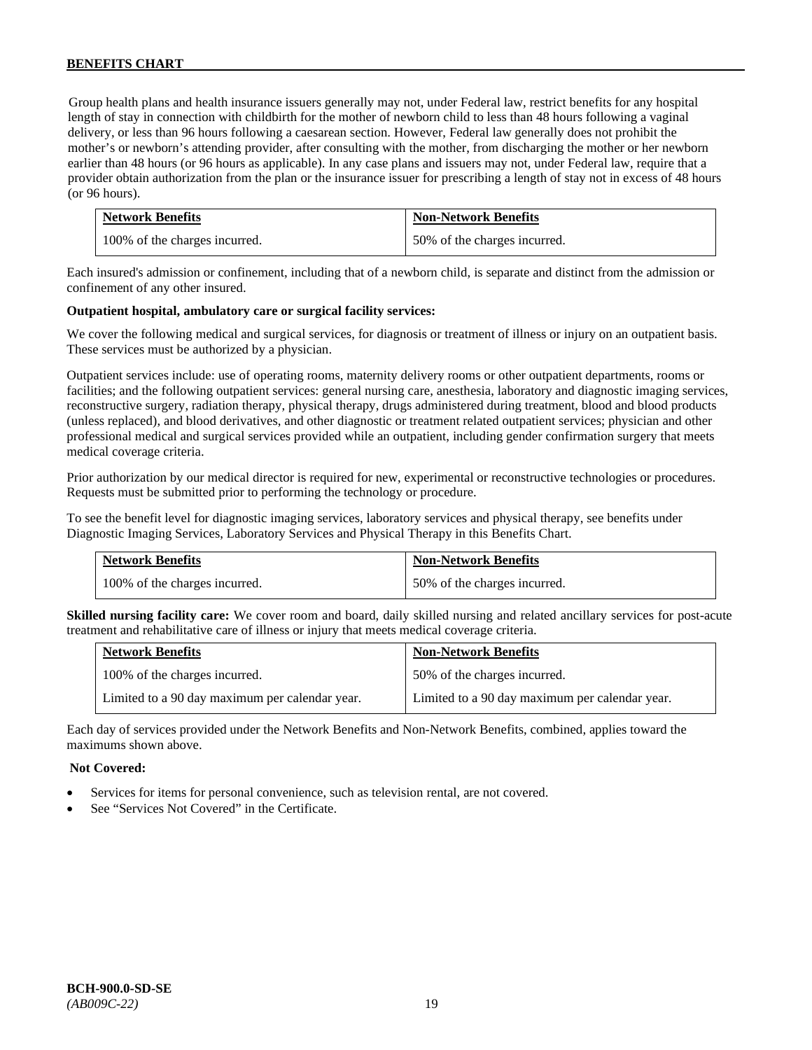Group health plans and health insurance issuers generally may not, under Federal law, restrict benefits for any hospital length of stay in connection with childbirth for the mother of newborn child to less than 48 hours following a vaginal delivery, or less than 96 hours following a caesarean section. However, Federal law generally does not prohibit the mother's or newborn's attending provider, after consulting with the mother, from discharging the mother or her newborn earlier than 48 hours (or 96 hours as applicable). In any case plans and issuers may not, under Federal law, require that a provider obtain authorization from the plan or the insurance issuer for prescribing a length of stay not in excess of 48 hours (or 96 hours).

| Network Benefits | Non-Network Benefits |
|---|---|
| 100% of the charges incurred. | 50% of the charges incurred. |

Each insured's admission or confinement, including that of a newborn child, is separate and distinct from the admission or confinement of any other insured.

**Outpatient hospital, ambulatory care or surgical facility services:**

We cover the following medical and surgical services, for diagnosis or treatment of illness or injury on an outpatient basis. These services must be authorized by a physician.

Outpatient services include: use of operating rooms, maternity delivery rooms or other outpatient departments, rooms or facilities; and the following outpatient services: general nursing care, anesthesia, laboratory and diagnostic imaging services, reconstructive surgery, radiation therapy, physical therapy, drugs administered during treatment, blood and blood products (unless replaced), and blood derivatives, and other diagnostic or treatment related outpatient services; physician and other professional medical and surgical services provided while an outpatient, including gender confirmation surgery that meets medical coverage criteria.

Prior authorization by our medical director is required for new, experimental or reconstructive technologies or procedures. Requests must be submitted prior to performing the technology or procedure.

To see the benefit level for diagnostic imaging services, laboratory services and physical therapy, see benefits under Diagnostic Imaging Services, Laboratory Services and Physical Therapy in this Benefits Chart.

| Network Benefits | Non-Network Benefits |
|---|---|
| 100% of the charges incurred. | 50% of the charges incurred. |

**Skilled nursing facility care:** We cover room and board, daily skilled nursing and related ancillary services for post-acute treatment and rehabilitative care of illness or injury that meets medical coverage criteria.

| Network Benefits | Non-Network Benefits |
|---|---|
| 100% of the charges incurred. | 50% of the charges incurred. |
| Limited to a 90 day maximum per calendar year. | Limited to a 90 day maximum per calendar year. |

Each day of services provided under the Network Benefits and Non-Network Benefits, combined, applies toward the maximums shown above.

**Not Covered:**

- Services for items for personal convenience, such as television rental, are not covered.
- See "Services Not Covered" in the Certificate.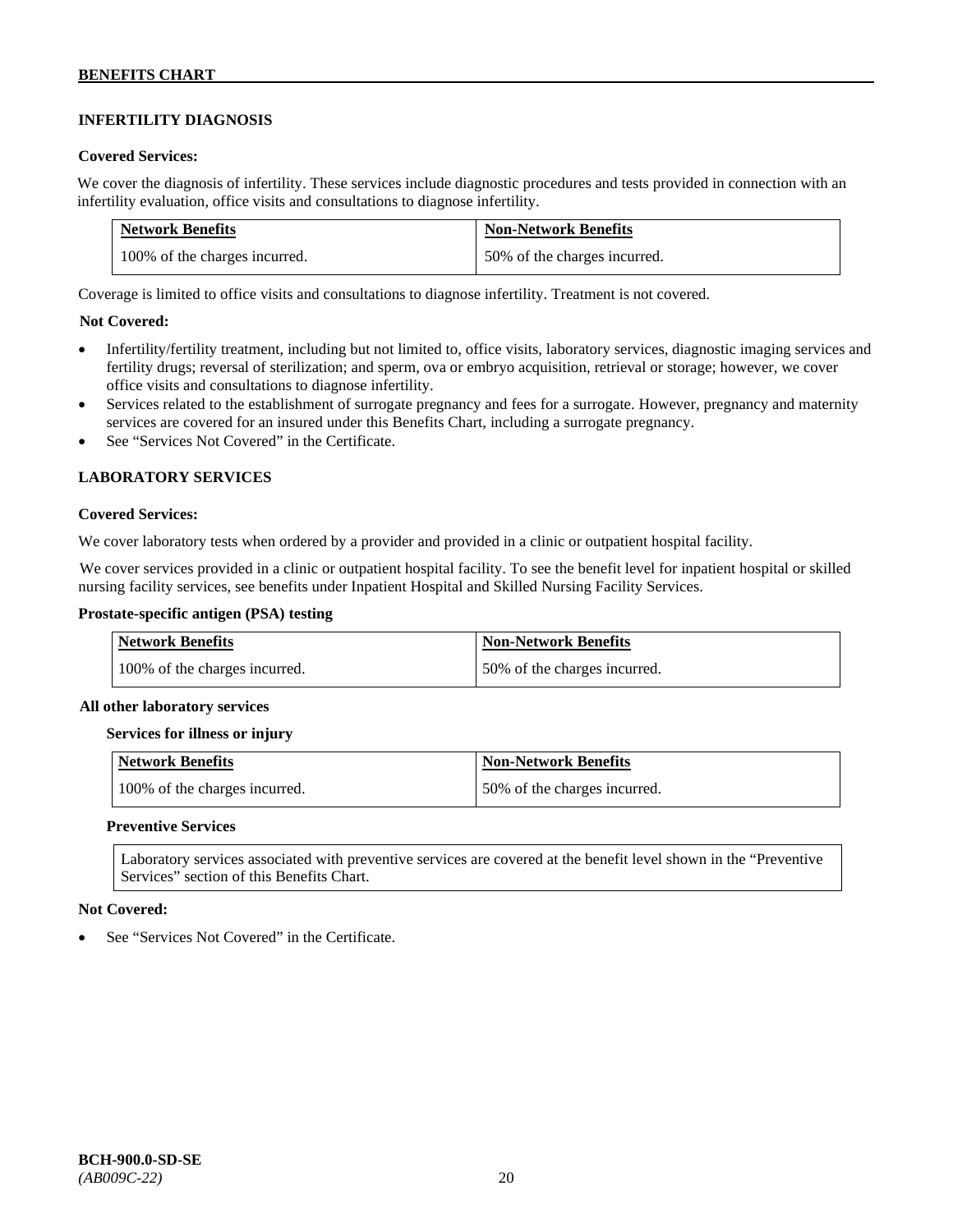## INFERTILITY DIAGNOSIS

**Covered Services:**

We cover the diagnosis of infertility. These services include diagnostic procedures and tests provided in connection with an infertility evaluation, office visits and consultations to diagnose infertility.

| Network Benefits | Non-Network Benefits |
|---|---|
| 100% of the charges incurred. | 50% of the charges incurred. |

Coverage is limited to office visits and consultations to diagnose infertility. Treatment is not covered.

**Not Covered:**

- Infertility/fertility treatment, including but not limited to, office visits, laboratory services, diagnostic imaging services and fertility drugs; reversal of sterilization; and sperm, ova or embryo acquisition, retrieval or storage; however, we cover office visits and consultations to diagnose infertility.
- Services related to the establishment of surrogate pregnancy and fees for a surrogate. However, pregnancy and maternity services are covered for an insured under this Benefits Chart, including a surrogate pregnancy.
- See "Services Not Covered" in the Certificate.

## LABORATORY SERVICES

**Covered Services:**

We cover laboratory tests when ordered by a provider and provided in a clinic or outpatient hospital facility.

We cover services provided in a clinic or outpatient hospital facility. To see the benefit level for inpatient hospital or skilled nursing facility services, see benefits under Inpatient Hospital and Skilled Nursing Facility Services.

**Prostate-specific antigen (PSA) testing**

| Network Benefits | Non-Network Benefits |
|---|---|
| 100% of the charges incurred. | 50% of the charges incurred. |

**All other laboratory services**

**Services for illness or injury**

| Network Benefits | Non-Network Benefits |
|---|---|
| 100% of the charges incurred. | 50% of the charges incurred. |

**Preventive Services**

Laboratory services associated with preventive services are covered at the benefit level shown in the "Preventive Services" section of this Benefits Chart.

**Not Covered:**

- See "Services Not Covered" in the Certificate.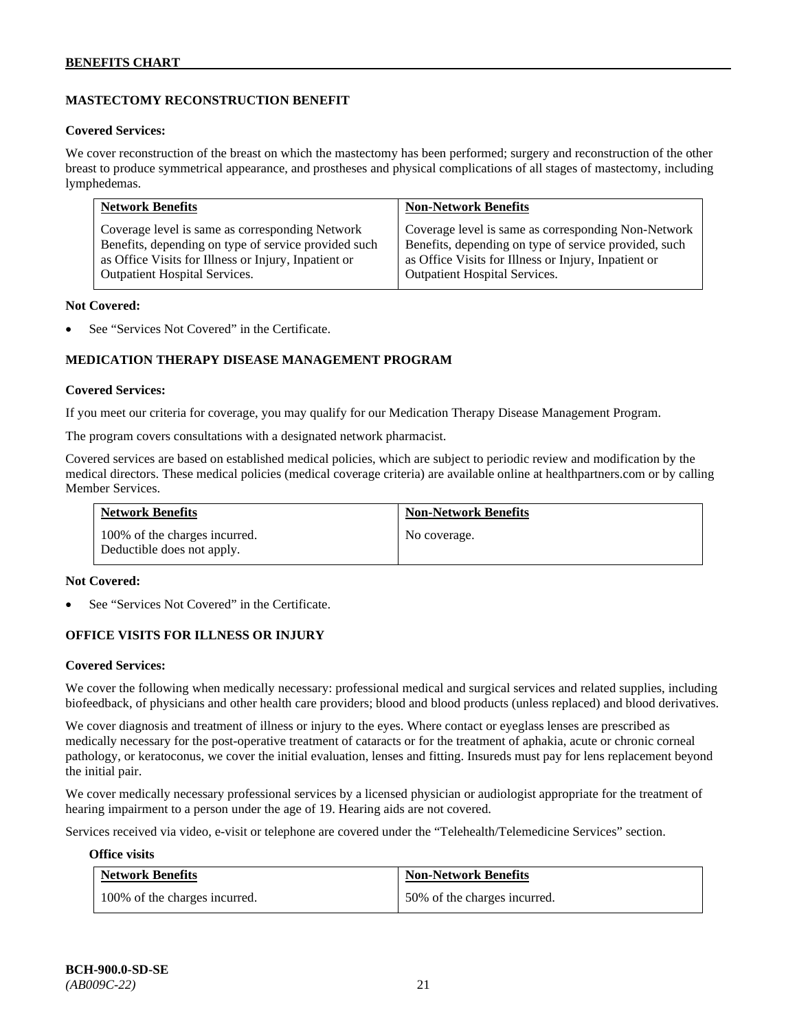## MASTECTOMY RECONSTRUCTION BENEFIT

**Covered Services:**

We cover reconstruction of the breast on which the mastectomy has been performed; surgery and reconstruction of the other breast to produce symmetrical appearance, and prostheses and physical complications of all stages of mastectomy, including lymphedemas.

| Network Benefits | Non-Network Benefits |
|---|---|
| Coverage level is same as corresponding Network Benefits, depending on type of service provided such as Office Visits for Illness or Injury, Inpatient or Outpatient Hospital Services. | Coverage level is same as corresponding Non-Network Benefits, depending on type of service provided, such as Office Visits for Illness or Injury, Inpatient or Outpatient Hospital Services. |

**Not Covered:**

- See "Services Not Covered" in the Certificate.

## MEDICATION THERAPY DISEASE MANAGEMENT PROGRAM

**Covered Services:**

If you meet our criteria for coverage, you may qualify for our Medication Therapy Disease Management Program.

The program covers consultations with a designated network pharmacist.

Covered services are based on established medical policies, which are subject to periodic review and modification by the medical directors. These medical policies (medical coverage criteria) are available online at healthpartners.com or by calling Member Services.

| Network Benefits | Non-Network Benefits |
|---|---|
| 100% of the charges incurred. Deductible does not apply. | No coverage. |

**Not Covered:**

- See "Services Not Covered" in the Certificate.

## OFFICE VISITS FOR ILLNESS OR INJURY

**Covered Services:**

We cover the following when medically necessary: professional medical and surgical services and related supplies, including biofeedback, of physicians and other health care providers; blood and blood products (unless replaced) and blood derivatives.

We cover diagnosis and treatment of illness or injury to the eyes. Where contact or eyeglass lenses are prescribed as medically necessary for the post-operative treatment of cataracts or for the treatment of aphakia, acute or chronic corneal pathology, or keratoconus, we cover the initial evaluation, lenses and fitting. Insureds must pay for lens replacement beyond the initial pair.

We cover medically necessary professional services by a licensed physician or audiologist appropriate for the treatment of hearing impairment to a person under the age of 19. Hearing aids are not covered.

Services received via video, e-visit or telephone are covered under the "Telehealth/Telemedicine Services" section.

**Office visits**

| Network Benefits | Non-Network Benefits |
|---|---|
| 100% of the charges incurred. | 50% of the charges incurred. |

BCH-900.0-SD-SE
*(AB009C-22)*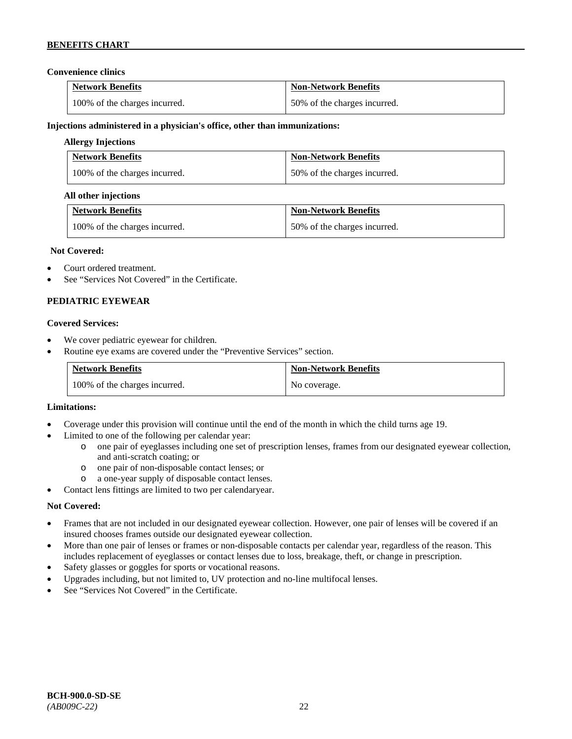**Convenience clinics**

| Network Benefits | Non-Network Benefits |
|---|---|
| 100% of the charges incurred. | 50% of the charges incurred. |

**Injections administered in a physician's office, other than immunizations:**

**Allergy Injections**

| Network Benefits | Non-Network Benefits |
|---|---|
| 100% of the charges incurred. | 50% of the charges incurred. |

**All other injections**

| Network Benefits | Non-Network Benefits |
|---|---|
| 100% of the charges incurred. | 50% of the charges incurred. |

**Not Covered:**

- Court ordered treatment.
- See "Services Not Covered" in the Certificate.

### PEDIATRIC EYEWEAR

**Covered Services:**

- We cover pediatric eyewear for children.
- Routine eye exams are covered under the "Preventive Services" section.

| Network Benefits | Non-Network Benefits |
|---|---|
| 100% of the charges incurred. | No coverage. |

**Limitations:**

- Coverage under this provision will continue until the end of the month in which the child turns age 19.
- Limited to one of the following per calendar year:
  - one pair of eyeglasses including one set of prescription lenses, frames from our designated eyewear collection, and anti-scratch coating; or
  - one pair of non-disposable contact lenses; or
  - a one-year supply of disposable contact lenses.
- Contact lens fittings are limited to two per calendaryear.

**Not Covered:**

- Frames that are not included in our designated eyewear collection. However, one pair of lenses will be covered if an insured chooses frames outside our designated eyewear collection.
- More than one pair of lenses or frames or non-disposable contacts per calendar year, regardless of the reason. This includes replacement of eyeglasses or contact lenses due to loss, breakage, theft, or change in prescription.
- Safety glasses or goggles for sports or vocational reasons.
- Upgrades including, but not limited to, UV protection and no-line multifocal lenses.
- See "Services Not Covered" in the Certificate.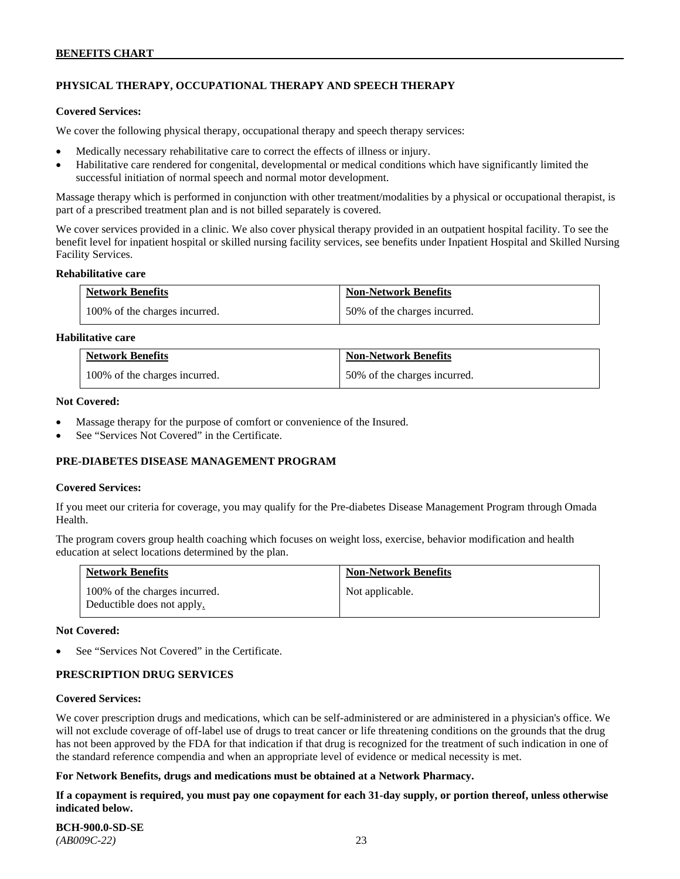## PHYSICAL THERAPY, OCCUPATIONAL THERAPY AND SPEECH THERAPY

**Covered Services:**

We cover the following physical therapy, occupational therapy and speech therapy services:

- Medically necessary rehabilitative care to correct the effects of illness or injury.
- Habilitative care rendered for congenital, developmental or medical conditions which have significantly limited the successful initiation of normal speech and normal motor development.

Massage therapy which is performed in conjunction with other treatment/modalities by a physical or occupational therapist, is part of a prescribed treatment plan and is not billed separately is covered.

We cover services provided in a clinic. We also cover physical therapy provided in an outpatient hospital facility. To see the benefit level for inpatient hospital or skilled nursing facility services, see benefits under Inpatient Hospital and Skilled Nursing Facility Services.

**Rehabilitative care**

| Network Benefits | Non-Network Benefits |
|---|---|
| 100% of the charges incurred. | 50% of the charges incurred. |

**Habilitative care**

| Network Benefits | Non-Network Benefits |
|---|---|
| 100% of the charges incurred. | 50% of the charges incurred. |

**Not Covered:**

- Massage therapy for the purpose of comfort or convenience of the Insured.
- See "Services Not Covered" in the Certificate.

## PRE-DIABETES DISEASE MANAGEMENT PROGRAM

**Covered Services:**

If you meet our criteria for coverage, you may qualify for the Pre-diabetes Disease Management Program through Omada Health.

The program covers group health coaching which focuses on weight loss, exercise, behavior modification and health education at select locations determined by the plan.

| Network Benefits | Non-Network Benefits |
|---|---|
| 100% of the charges incurred.<br>Deductible does not apply. | Not applicable. |

**Not Covered:**

- See "Services Not Covered" in the Certificate.

## PRESCRIPTION DRUG SERVICES

**Covered Services:**

We cover prescription drugs and medications, which can be self-administered or are administered in a physician's office. We will not exclude coverage of off-label use of drugs to treat cancer or life threatening conditions on the grounds that the drug has not been approved by the FDA for that indication if that drug is recognized for the treatment of such indication in one of the standard reference compendia and when an appropriate level of evidence or medical necessity is met.

**For Network Benefits, drugs and medications must be obtained at a Network Pharmacy.**

**If a copayment is required, you must pay one copayment for each 31-day supply, or portion thereof, unless otherwise indicated below.**

**BCH-900.0-SD-SE**
*(AB009C-22)*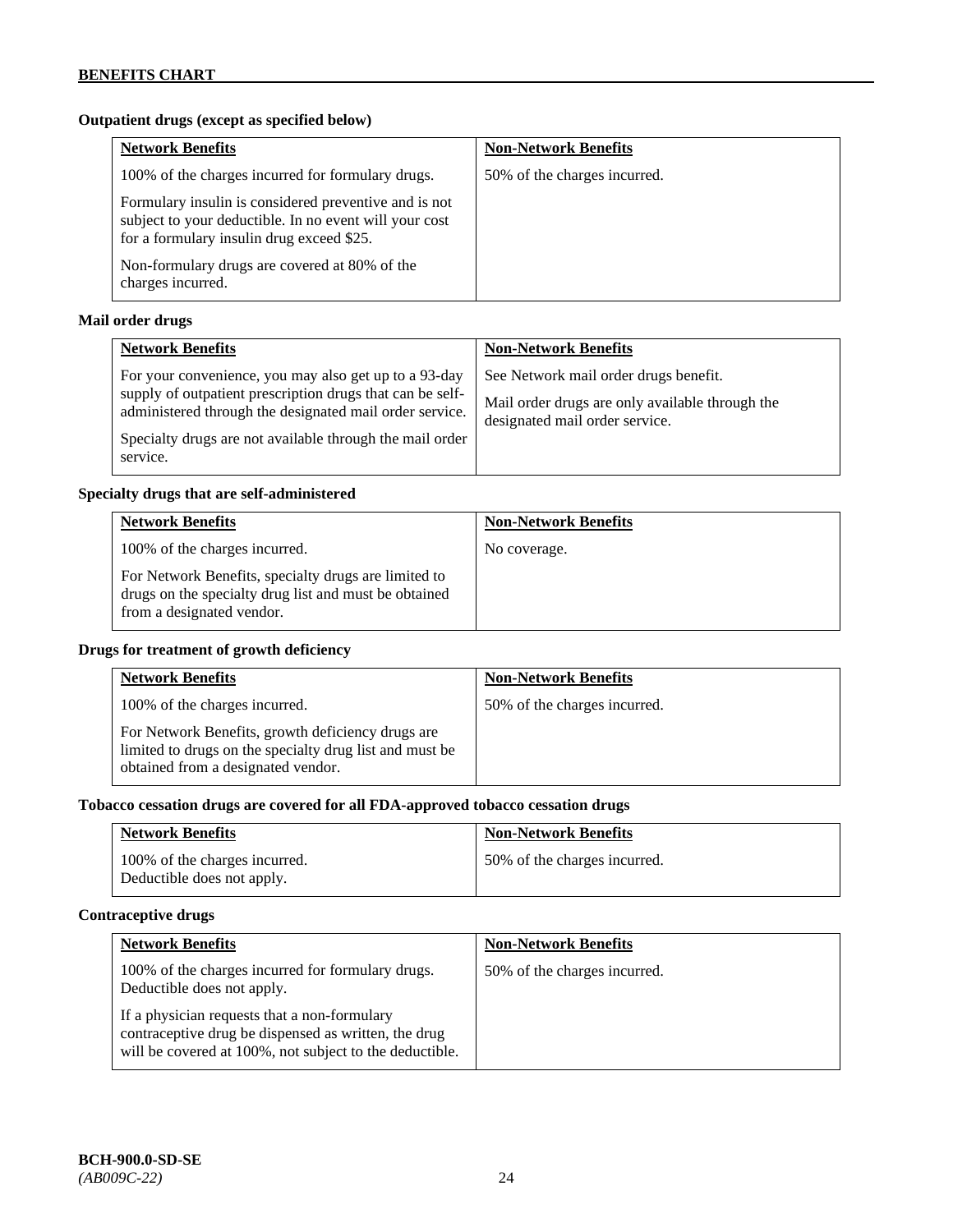**Outpatient drugs (except as specified below)**

| Network Benefits | Non-Network Benefits |
|---|---|
| 100% of the charges incurred for formulary drugs.<br><br>Formulary insulin is considered preventive and is not subject to your deductible. In no event will your cost for a formulary insulin drug exceed $25.<br><br>Non-formulary drugs are covered at 80% of the charges incurred. | 50% of the charges incurred. |

**Mail order drugs**

| Network Benefits | Non-Network Benefits |
|---|---|
| For your convenience, you may also get up to a 93-day supply of outpatient prescription drugs that can be self-administered through the designated mail order service.<br><br>Specialty drugs are not available through the mail order service. | See Network mail order drugs benefit.<br><br>Mail order drugs are only available through the designated mail order service. |

**Specialty drugs that are self-administered**

| Network Benefits | Non-Network Benefits |
|---|---|
| 100% of the charges incurred.<br><br>For Network Benefits, specialty drugs are limited to drugs on the specialty drug list and must be obtained from a designated vendor. | No coverage. |

**Drugs for treatment of growth deficiency**

| Network Benefits | Non-Network Benefits |
|---|---|
| 100% of the charges incurred.<br><br>For Network Benefits, growth deficiency drugs are limited to drugs on the specialty drug list and must be obtained from a designated vendor. | 50% of the charges incurred. |

**Tobacco cessation drugs are covered for all FDA-approved tobacco cessation drugs**

| Network Benefits | Non-Network Benefits |
|---|---|
| 100% of the charges incurred.<br>Deductible does not apply. | 50% of the charges incurred. |

**Contraceptive drugs**

| Network Benefits | Non-Network Benefits |
|---|---|
| 100% of the charges incurred for formulary drugs. Deductible does not apply.<br><br>If a physician requests that a non-formulary contraceptive drug be dispensed as written, the drug will be covered at 100%, not subject to the deductible. | 50% of the charges incurred. |

**BCH-900.0-SD-SE**
*(AB009C-22)*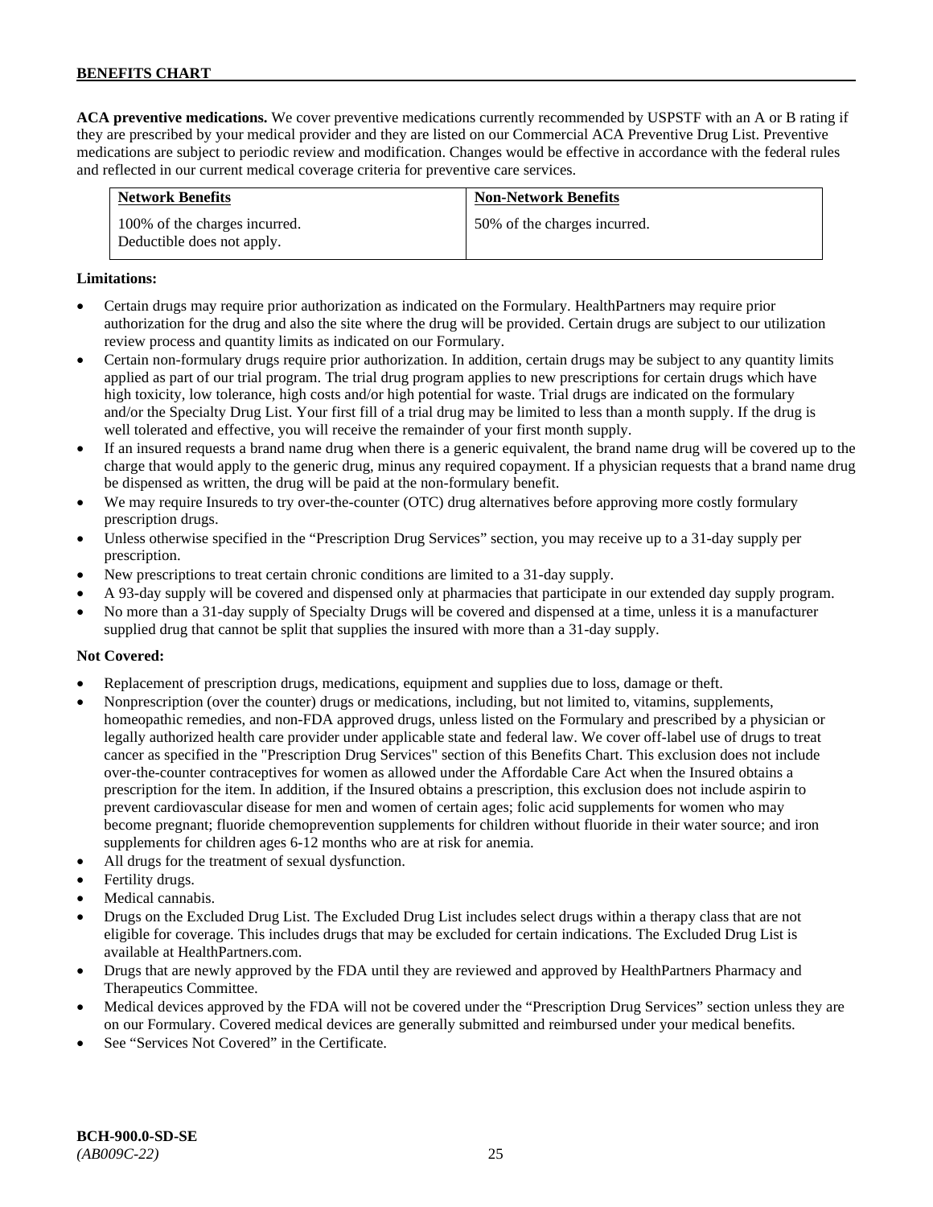**ACA preventive medications.** We cover preventive medications currently recommended by USPSTF with an A or B rating if they are prescribed by your medical provider and they are listed on our Commercial ACA Preventive Drug List. Preventive medications are subject to periodic review and modification. Changes would be effective in accordance with the federal rules and reflected in our current medical coverage criteria for preventive care services.

| Network Benefits | Non-Network Benefits |
|---|---|
| 100% of the charges incurred. Deductible does not apply. | 50% of the charges incurred. |

**Limitations:**

- Certain drugs may require prior authorization as indicated on the Formulary. HealthPartners may require prior authorization for the drug and also the site where the drug will be provided. Certain drugs are subject to our utilization review process and quantity limits as indicated on our Formulary.
- Certain non-formulary drugs require prior authorization. In addition, certain drugs may be subject to any quantity limits applied as part of our trial program. The trial drug program applies to new prescriptions for certain drugs which have high toxicity, low tolerance, high costs and/or high potential for waste. Trial drugs are indicated on the formulary and/or the Specialty Drug List. Your first fill of a trial drug may be limited to less than a month supply. If the drug is well tolerated and effective, you will receive the remainder of your first month supply.
- If an insured requests a brand name drug when there is a generic equivalent, the brand name drug will be covered up to the charge that would apply to the generic drug, minus any required copayment. If a physician requests that a brand name drug be dispensed as written, the drug will be paid at the non-formulary benefit.
- We may require Insureds to try over-the-counter (OTC) drug alternatives before approving more costly formulary prescription drugs.
- Unless otherwise specified in the "Prescription Drug Services" section, you may receive up to a 31-day supply per prescription.
- New prescriptions to treat certain chronic conditions are limited to a 31-day supply.
- A 93-day supply will be covered and dispensed only at pharmacies that participate in our extended day supply program.
- No more than a 31-day supply of Specialty Drugs will be covered and dispensed at a time, unless it is a manufacturer supplied drug that cannot be split that supplies the insured with more than a 31-day supply.

**Not Covered:**

- Replacement of prescription drugs, medications, equipment and supplies due to loss, damage or theft.
- Nonprescription (over the counter) drugs or medications, including, but not limited to, vitamins, supplements, homeopathic remedies, and non-FDA approved drugs, unless listed on the Formulary and prescribed by a physician or legally authorized health care provider under applicable state and federal law. We cover off-label use of drugs to treat cancer as specified in the "Prescription Drug Services" section of this Benefits Chart. This exclusion does not include over-the-counter contraceptives for women as allowed under the Affordable Care Act when the Insured obtains a prescription for the item. In addition, if the Insured obtains a prescription, this exclusion does not include aspirin to prevent cardiovascular disease for men and women of certain ages; folic acid supplements for women who may become pregnant; fluoride chemoprevention supplements for children without fluoride in their water source; and iron supplements for children ages 6-12 months who are at risk for anemia.
- All drugs for the treatment of sexual dysfunction.
- Fertility drugs.
- Medical cannabis.
- Drugs on the Excluded Drug List. The Excluded Drug List includes select drugs within a therapy class that are not eligible for coverage. This includes drugs that may be excluded for certain indications. The Excluded Drug List is available at HealthPartners.com.
- Drugs that are newly approved by the FDA until they are reviewed and approved by HealthPartners Pharmacy and Therapeutics Committee.
- Medical devices approved by the FDA will not be covered under the "Prescription Drug Services" section unless they are on our Formulary. Covered medical devices are generally submitted and reimbursed under your medical benefits.
- See "Services Not Covered" in the Certificate.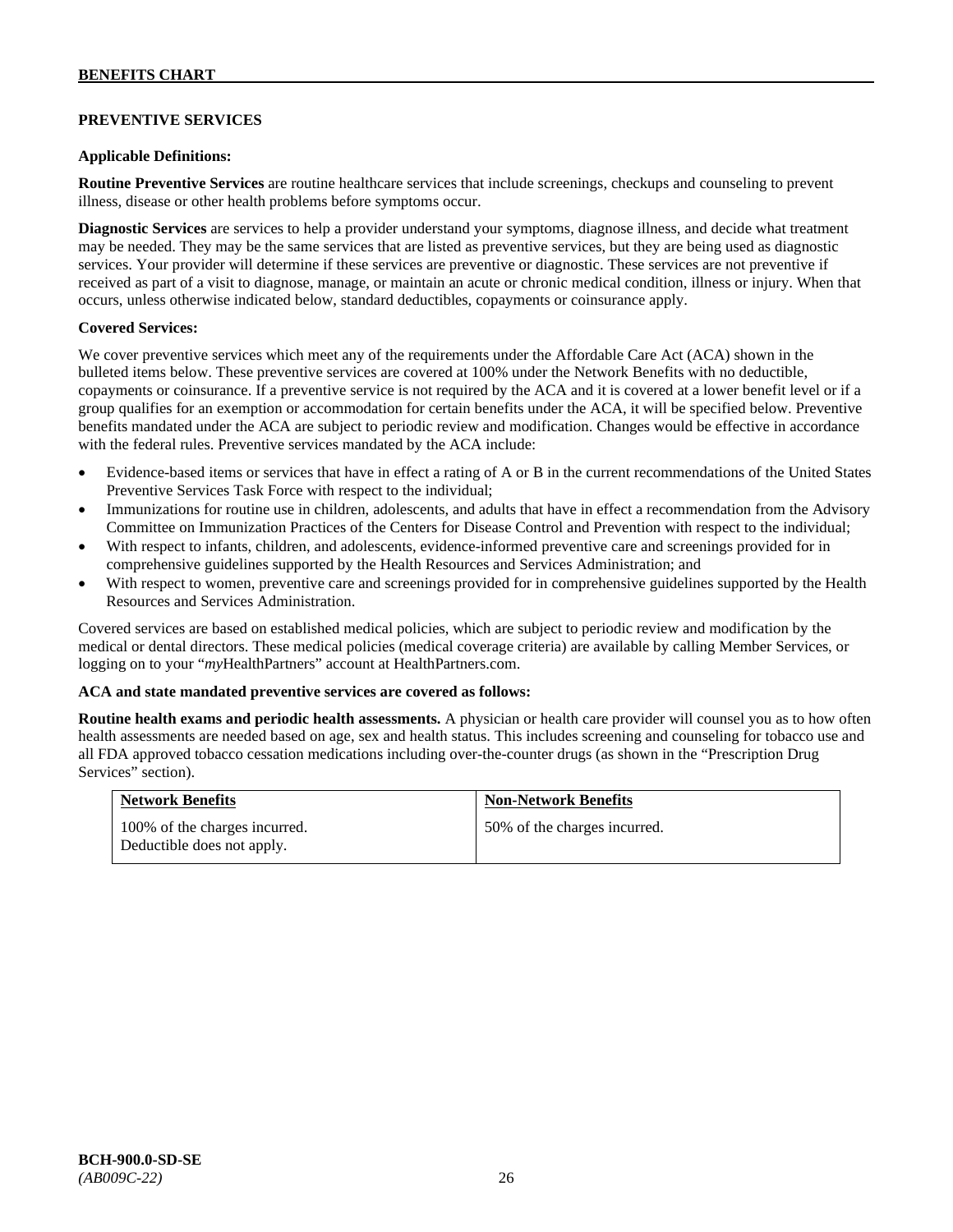**BENEFITS CHART**

## PREVENTIVE SERVICES

**Applicable Definitions:**

**Routine Preventive Services** are routine healthcare services that include screenings, checkups and counseling to prevent illness, disease or other health problems before symptoms occur.

**Diagnostic Services** are services to help a provider understand your symptoms, diagnose illness, and decide what treatment may be needed. They may be the same services that are listed as preventive services, but they are being used as diagnostic services. Your provider will determine if these services are preventive or diagnostic. These services are not preventive if received as part of a visit to diagnose, manage, or maintain an acute or chronic medical condition, illness or injury. When that occurs, unless otherwise indicated below, standard deductibles, copayments or coinsurance apply.

**Covered Services:**

We cover preventive services which meet any of the requirements under the Affordable Care Act (ACA) shown in the bulleted items below. These preventive services are covered at 100% under the Network Benefits with no deductible, copayments or coinsurance. If a preventive service is not required by the ACA and it is covered at a lower benefit level or if a group qualifies for an exemption or accommodation for certain benefits under the ACA, it will be specified below. Preventive benefits mandated under the ACA are subject to periodic review and modification. Changes would be effective in accordance with the federal rules. Preventive services mandated by the ACA include:

- Evidence-based items or services that have in effect a rating of A or B in the current recommendations of the United States Preventive Services Task Force with respect to the individual;
- Immunizations for routine use in children, adolescents, and adults that have in effect a recommendation from the Advisory Committee on Immunization Practices of the Centers for Disease Control and Prevention with respect to the individual;
- With respect to infants, children, and adolescents, evidence-informed preventive care and screenings provided for in comprehensive guidelines supported by the Health Resources and Services Administration; and
- With respect to women, preventive care and screenings provided for in comprehensive guidelines supported by the Health Resources and Services Administration.

Covered services are based on established medical policies, which are subject to periodic review and modification by the medical or dental directors. These medical policies (medical coverage criteria) are available by calling Member Services, or logging on to your "*my*HealthPartners" account at HealthPartners.com.

**ACA and state mandated preventive services are covered as follows:**

**Routine health exams and periodic health assessments.** A physician or health care provider will counsel you as to how often health assessments are needed based on age, sex and health status. This includes screening and counseling for tobacco use and all FDA approved tobacco cessation medications including over-the-counter drugs (as shown in the "Prescription Drug Services" section).

| Network Benefits | Non-Network Benefits |
|---|---|
| 100% of the charges incurred. Deductible does not apply. | 50% of the charges incurred. |

**BCH-900.0-SD-SE**
*(AB009C-22)*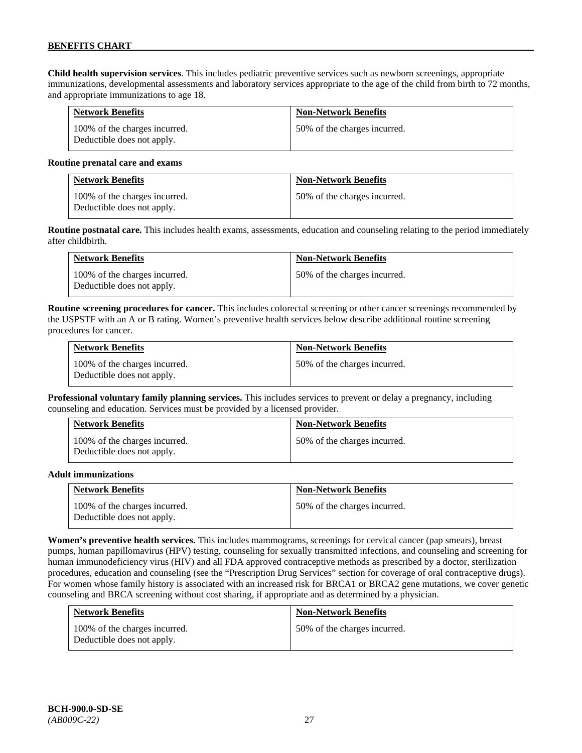**Child health supervision services**. This includes pediatric preventive services such as newborn screenings, appropriate immunizations, developmental assessments and laboratory services appropriate to the age of the child from birth to 72 months, and appropriate immunizations to age 18.

| Network Benefits | Non-Network Benefits |
| --- | --- |
| 100% of the charges incurred. Deductible does not apply. | 50% of the charges incurred. |

**Routine prenatal care and exams**

| Network Benefits | Non-Network Benefits |
| --- | --- |
| 100% of the charges incurred. Deductible does not apply. | 50% of the charges incurred. |

**Routine postnatal care.** This includes health exams, assessments, education and counseling relating to the period immediately after childbirth.

| Network Benefits | Non-Network Benefits |
| --- | --- |
| 100% of the charges incurred. Deductible does not apply. | 50% of the charges incurred. |

**Routine screening procedures for cancer.** This includes colorectal screening or other cancer screenings recommended by the USPSTF with an A or B rating. Women's preventive health services below describe additional routine screening procedures for cancer.

| Network Benefits | Non-Network Benefits |
| --- | --- |
| 100% of the charges incurred. Deductible does not apply. | 50% of the charges incurred. |

**Professional voluntary family planning services.** This includes services to prevent or delay a pregnancy, including counseling and education. Services must be provided by a licensed provider.

| Network Benefits | Non-Network Benefits |
| --- | --- |
| 100% of the charges incurred. Deductible does not apply. | 50% of the charges incurred. |

**Adult immunizations**

| Network Benefits | Non-Network Benefits |
| --- | --- |
| 100% of the charges incurred. Deductible does not apply. | 50% of the charges incurred. |

**Women's preventive health services.** This includes mammograms, screenings for cervical cancer (pap smears), breast pumps, human papillomavirus (HPV) testing, counseling for sexually transmitted infections, and counseling and screening for human immunodeficiency virus (HIV) and all FDA approved contraceptive methods as prescribed by a doctor, sterilization procedures, education and counseling (see the "Prescription Drug Services" section for coverage of oral contraceptive drugs). For women whose family history is associated with an increased risk for BRCA1 or BRCA2 gene mutations, we cover genetic counseling and BRCA screening without cost sharing, if appropriate and as determined by a physician.

| Network Benefits | Non-Network Benefits |
| --- | --- |
| 100% of the charges incurred. Deductible does not apply. | 50% of the charges incurred. |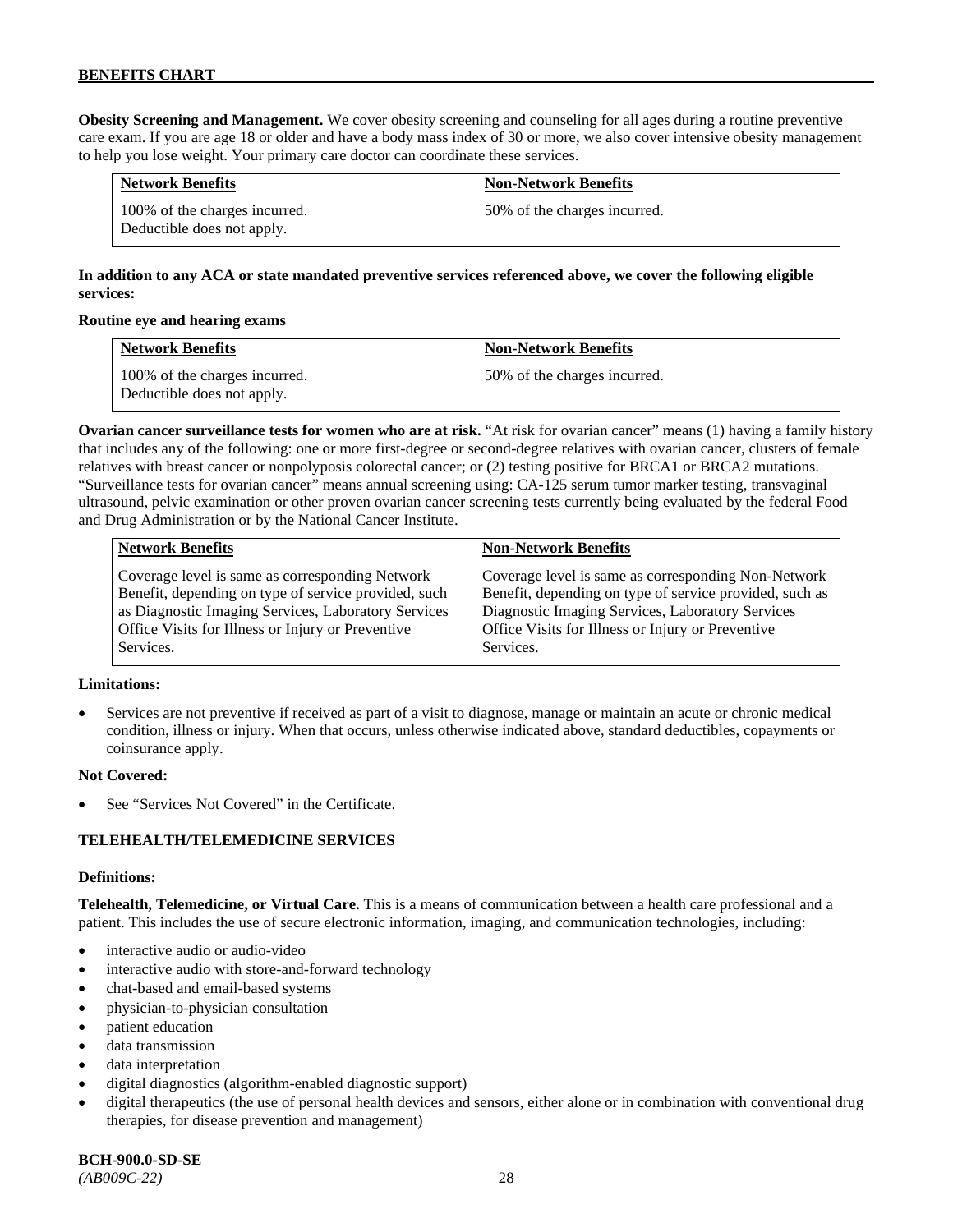**Obesity Screening and Management.** We cover obesity screening and counseling for all ages during a routine preventive care exam. If you are age 18 or older and have a body mass index of 30 or more, we also cover intensive obesity management to help you lose weight. Your primary care doctor can coordinate these services.

| Network Benefits | Non-Network Benefits |
| --- | --- |
| 100% of the charges incurred. Deductible does not apply. | 50% of the charges incurred. |

**In addition to any ACA or state mandated preventive services referenced above, we cover the following eligible services:**

**Routine eye and hearing exams**

| Network Benefits | Non-Network Benefits |
| --- | --- |
| 100% of the charges incurred. Deductible does not apply. | 50% of the charges incurred. |

**Ovarian cancer surveillance tests for women who are at risk.** "At risk for ovarian cancer" means (1) having a family history that includes any of the following: one or more first-degree or second-degree relatives with ovarian cancer, clusters of female relatives with breast cancer or nonpolyposis colorectal cancer; or (2) testing positive for BRCA1 or BRCA2 mutations. "Surveillance tests for ovarian cancer" means annual screening using: CA-125 serum tumor marker testing, transvaginal ultrasound, pelvic examination or other proven ovarian cancer screening tests currently being evaluated by the federal Food and Drug Administration or by the National Cancer Institute.

| Network Benefits | Non-Network Benefits |
| --- | --- |
| Coverage level is same as corresponding Network Benefit, depending on type of service provided, such as Diagnostic Imaging Services, Laboratory Services Office Visits for Illness or Injury or Preventive Services. | Coverage level is same as corresponding Non-Network Benefit, depending on type of service provided, such as Diagnostic Imaging Services, Laboratory Services Office Visits for Illness or Injury or Preventive Services. |

**Limitations:**

- Services are not preventive if received as part of a visit to diagnose, manage or maintain an acute or chronic medical condition, illness or injury. When that occurs, unless otherwise indicated above, standard deductibles, copayments or coinsurance apply.

**Not Covered:**

- See "Services Not Covered" in the Certificate.

## TELEHEALTH/TELEMEDICINE SERVICES

**Definitions:**

**Telehealth, Telemedicine, or Virtual Care.** This is a means of communication between a health care professional and a patient. This includes the use of secure electronic information, imaging, and communication technologies, including:

- interactive audio or audio-video
- interactive audio with store-and-forward technology
- chat-based and email-based systems
- physician-to-physician consultation
- patient education
- data transmission
- data interpretation
- digital diagnostics (algorithm-enabled diagnostic support)
- digital therapeutics (the use of personal health devices and sensors, either alone or in combination with conventional drug therapies, for disease prevention and management)

**BCH-900.0-SD-SE**
*(AB009C-22)*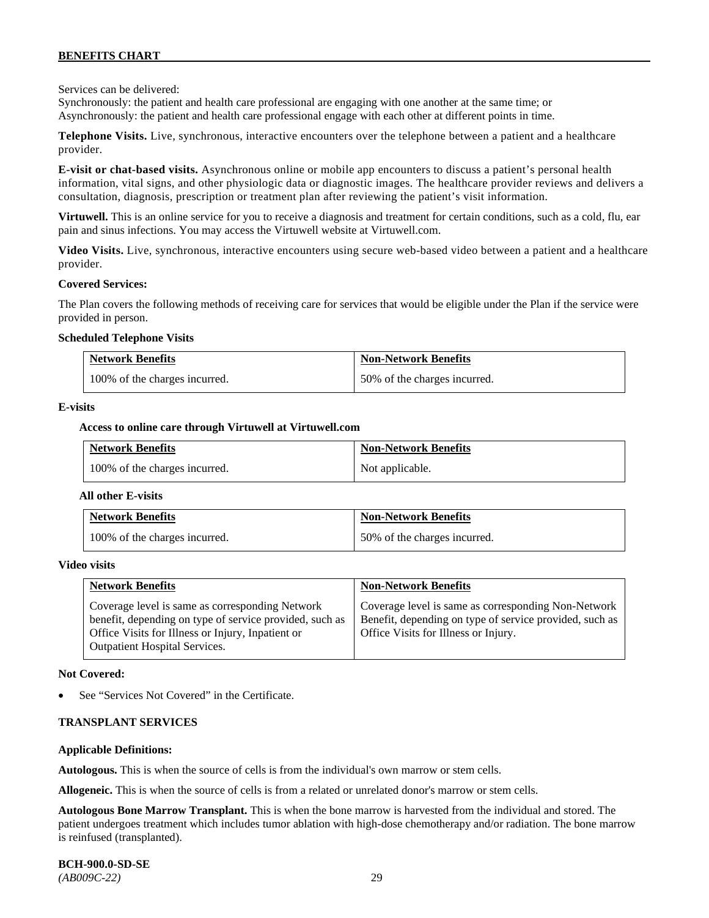Services can be delivered:
Synchronously: the patient and health care professional are engaging with one another at the same time; or
Asynchronously: the patient and health care professional engage with each other at different points in time.

**Telephone Visits.** Live, synchronous, interactive encounters over the telephone between a patient and a healthcare provider.

**E-visit or chat-based visits.** Asynchronous online or mobile app encounters to discuss a patient's personal health information, vital signs, and other physiologic data or diagnostic images. The healthcare provider reviews and delivers a consultation, diagnosis, prescription or treatment plan after reviewing the patient's visit information.

**Virtuwell.** This is an online service for you to receive a diagnosis and treatment for certain conditions, such as a cold, flu, ear pain and sinus infections. You may access the Virtuwell website at Virtuwell.com.

**Video Visits.** Live, synchronous, interactive encounters using secure web-based video between a patient and a healthcare provider.

**Covered Services:**

The Plan covers the following methods of receiving care for services that would be eligible under the Plan if the service were provided in person.

**Scheduled Telephone Visits**

| Network Benefits | Non-Network Benefits |
|---|---|
| 100% of the charges incurred. | 50% of the charges incurred. |

**E-visits**

**Access to online care through Virtuwell at Virtuwell.com**

| Network Benefits | Non-Network Benefits |
|---|---|
| 100% of the charges incurred. | Not applicable. |

**All other E-visits**

| Network Benefits | Non-Network Benefits |
|---|---|
| 100% of the charges incurred. | 50% of the charges incurred. |

**Video visits**

| Network Benefits | Non-Network Benefits |
|---|---|
| Coverage level is same as corresponding Network benefit, depending on type of service provided, such as Office Visits for Illness or Injury, Inpatient or Outpatient Hospital Services. | Coverage level is same as corresponding Non-Network Benefit, depending on type of service provided, such as Office Visits for Illness or Injury. |

**Not Covered:**

- See "Services Not Covered" in the Certificate.

**TRANSPLANT SERVICES**

**Applicable Definitions:**

**Autologous.** This is when the source of cells is from the individual's own marrow or stem cells.

**Allogeneic.** This is when the source of cells is from a related or unrelated donor's marrow or stem cells.

**Autologous Bone Marrow Transplant.** This is when the bone marrow is harvested from the individual and stored. The patient undergoes treatment which includes tumor ablation with high-dose chemotherapy and/or radiation. The bone marrow is reinfused (transplanted).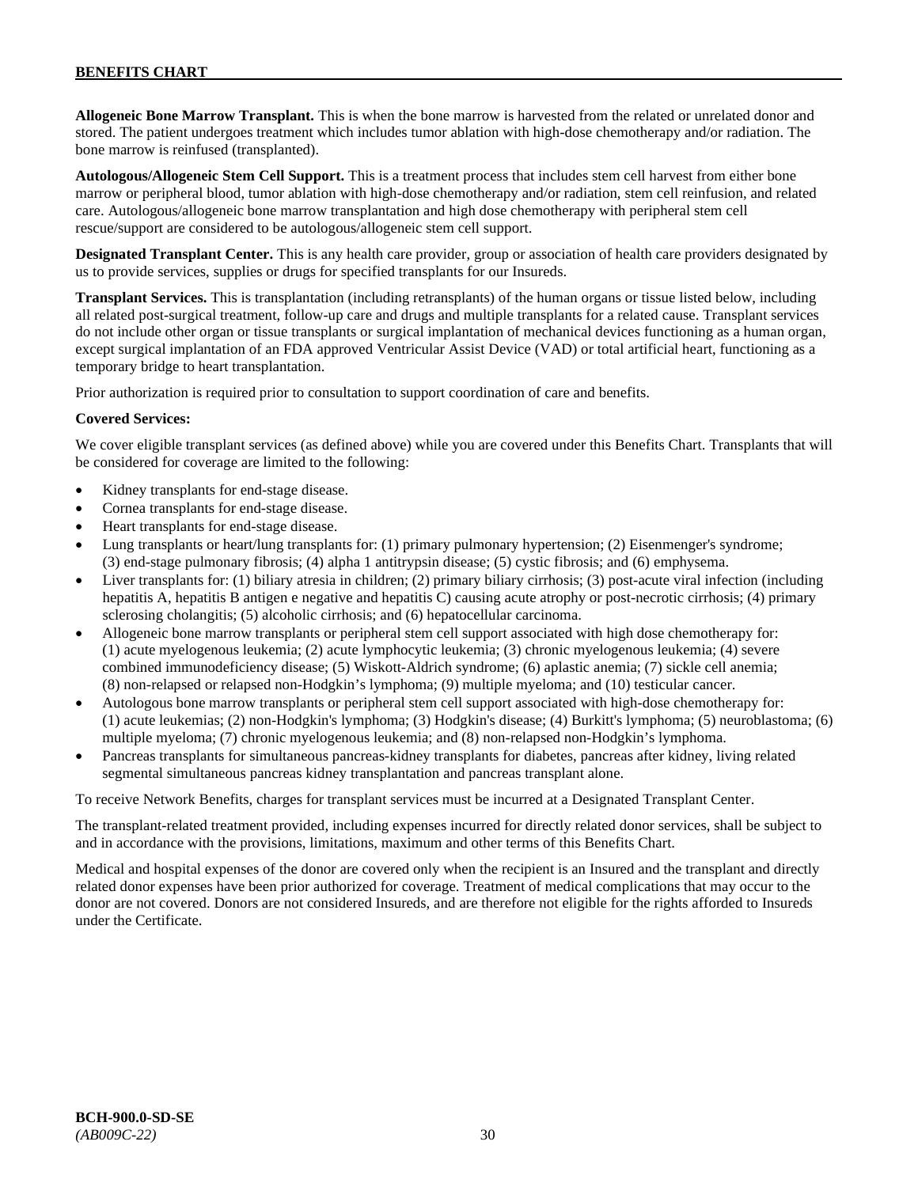**Allogeneic Bone Marrow Transplant.** This is when the bone marrow is harvested from the related or unrelated donor and stored. The patient undergoes treatment which includes tumor ablation with high-dose chemotherapy and/or radiation. The bone marrow is reinfused (transplanted).

**Autologous/Allogeneic Stem Cell Support.** This is a treatment process that includes stem cell harvest from either bone marrow or peripheral blood, tumor ablation with high-dose chemotherapy and/or radiation, stem cell reinfusion, and related care. Autologous/allogeneic bone marrow transplantation and high dose chemotherapy with peripheral stem cell rescue/support are considered to be autologous/allogeneic stem cell support.

**Designated Transplant Center.** This is any health care provider, group or association of health care providers designated by us to provide services, supplies or drugs for specified transplants for our Insureds.

**Transplant Services.** This is transplantation (including retransplants) of the human organs or tissue listed below, including all related post-surgical treatment, follow-up care and drugs and multiple transplants for a related cause. Transplant services do not include other organ or tissue transplants or surgical implantation of mechanical devices functioning as a human organ, except surgical implantation of an FDA approved Ventricular Assist Device (VAD) or total artificial heart, functioning as a temporary bridge to heart transplantation.

Prior authorization is required prior to consultation to support coordination of care and benefits.

**Covered Services:**

We cover eligible transplant services (as defined above) while you are covered under this Benefits Chart. Transplants that will be considered for coverage are limited to the following:

- Kidney transplants for end-stage disease.
- Cornea transplants for end-stage disease.
- Heart transplants for end-stage disease.
- Lung transplants or heart/lung transplants for: (1) primary pulmonary hypertension; (2) Eisenmenger's syndrome; (3) end-stage pulmonary fibrosis; (4) alpha 1 antitrypsin disease; (5) cystic fibrosis; and (6) emphysema.
- Liver transplants for: (1) biliary atresia in children; (2) primary biliary cirrhosis; (3) post-acute viral infection (including hepatitis A, hepatitis B antigen e negative and hepatitis C) causing acute atrophy or post-necrotic cirrhosis; (4) primary sclerosing cholangitis; (5) alcoholic cirrhosis; and (6) hepatocellular carcinoma.
- Allogeneic bone marrow transplants or peripheral stem cell support associated with high dose chemotherapy for: (1) acute myelogenous leukemia; (2) acute lymphocytic leukemia; (3) chronic myelogenous leukemia; (4) severe combined immunodeficiency disease; (5) Wiskott-Aldrich syndrome; (6) aplastic anemia; (7) sickle cell anemia; (8) non-relapsed or relapsed non-Hodgkin's lymphoma; (9) multiple myeloma; and (10) testicular cancer.
- Autologous bone marrow transplants or peripheral stem cell support associated with high-dose chemotherapy for: (1) acute leukemias; (2) non-Hodgkin's lymphoma; (3) Hodgkin's disease; (4) Burkitt's lymphoma; (5) neuroblastoma; (6) multiple myeloma; (7) chronic myelogenous leukemia; and (8) non-relapsed non-Hodgkin's lymphoma.
- Pancreas transplants for simultaneous pancreas-kidney transplants for diabetes, pancreas after kidney, living related segmental simultaneous pancreas kidney transplantation and pancreas transplant alone.

To receive Network Benefits, charges for transplant services must be incurred at a Designated Transplant Center.

The transplant-related treatment provided, including expenses incurred for directly related donor services, shall be subject to and in accordance with the provisions, limitations, maximum and other terms of this Benefits Chart.

Medical and hospital expenses of the donor are covered only when the recipient is an Insured and the transplant and directly related donor expenses have been prior authorized for coverage. Treatment of medical complications that may occur to the donor are not covered. Donors are not considered Insureds, and are therefore not eligible for the rights afforded to Insureds under the Certificate.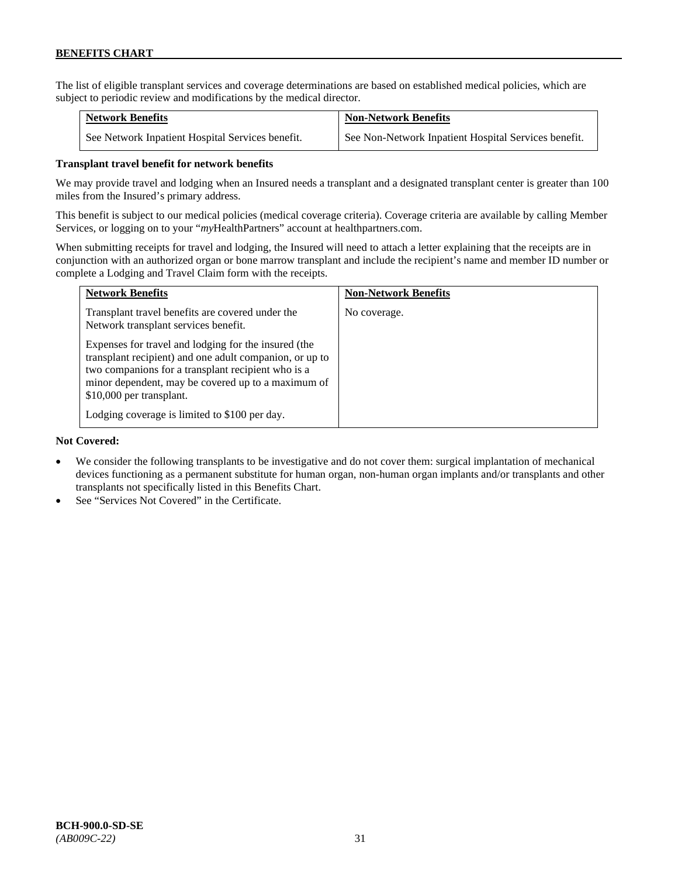The list of eligible transplant services and coverage determinations are based on established medical policies, which are subject to periodic review and modifications by the medical director.

| Network Benefits | Non-Network Benefits |
| --- | --- |
| See Network Inpatient Hospital Services benefit. | See Non-Network Inpatient Hospital Services benefit. |

**Transplant travel benefit for network benefits**

We may provide travel and lodging when an Insured needs a transplant and a designated transplant center is greater than 100 miles from the Insured's primary address.

This benefit is subject to our medical policies (medical coverage criteria). Coverage criteria are available by calling Member Services, or logging on to your "*my*HealthPartners" account at healthpartners.com.

When submitting receipts for travel and lodging, the Insured will need to attach a letter explaining that the receipts are in conjunction with an authorized organ or bone marrow transplant and include the recipient's name and member ID number or complete a Lodging and Travel Claim form with the receipts.

| Network Benefits | Non-Network Benefits |
| --- | --- |
| Transplant travel benefits are covered under the Network transplant services benefit.<br><br>Expenses for travel and lodging for the insured (the transplant recipient) and one adult companion, or up to two companions for a transplant recipient who is a minor dependent, may be covered up to a maximum of $10,000 per transplant.<br><br>Lodging coverage is limited to $100 per day. | No coverage. |

**Not Covered:**

- We consider the following transplants to be investigative and do not cover them: surgical implantation of mechanical devices functioning as a permanent substitute for human organ, non-human organ implants and/or transplants and other transplants not specifically listed in this Benefits Chart.
- See "Services Not Covered" in the Certificate.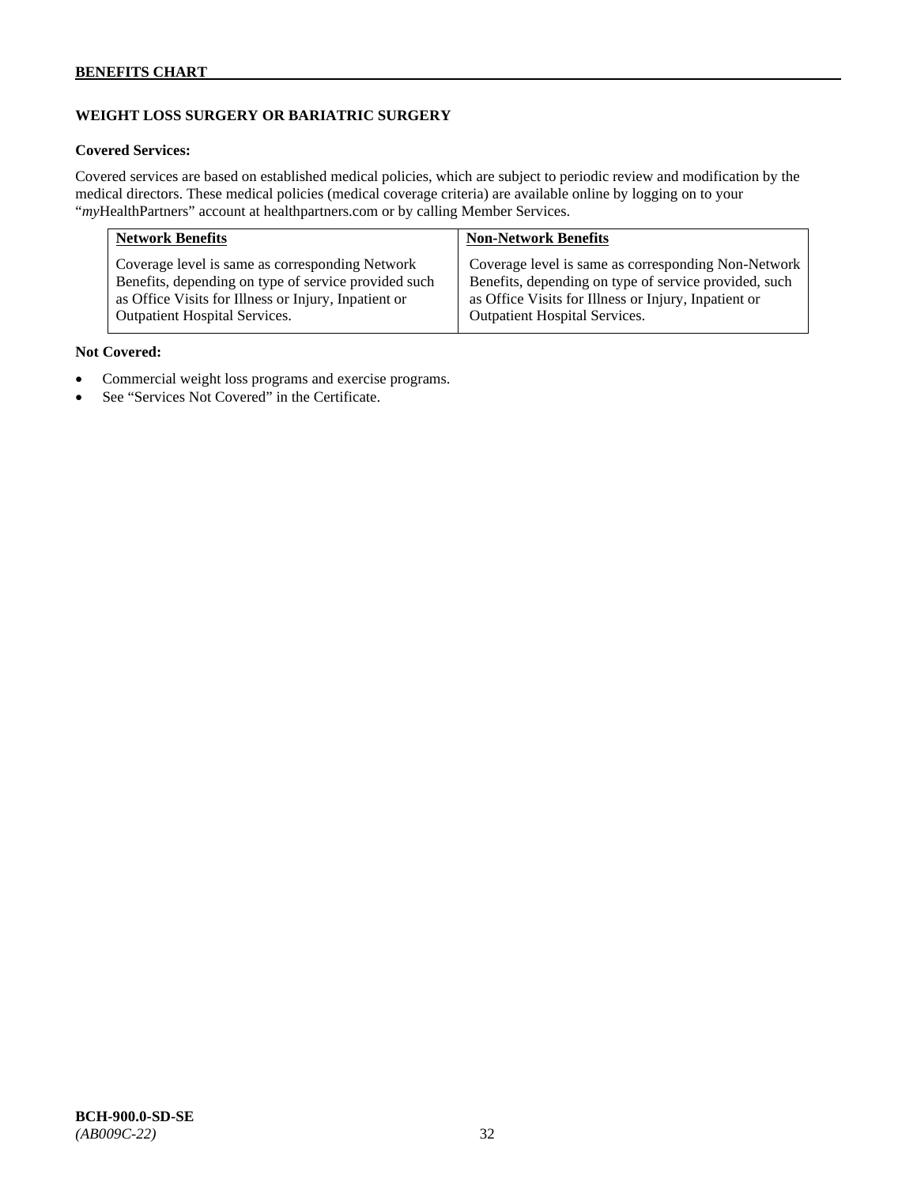## WEIGHT LOSS SURGERY OR BARIATRIC SURGERY

**Covered Services:**

Covered services are based on established medical policies, which are subject to periodic review and modification by the medical directors. These medical policies (medical coverage criteria) are available online by logging on to your "*my*HealthPartners" account at healthpartners.com or by calling Member Services.

| Network Benefits | Non-Network Benefits |
|---|---|
| Coverage level is same as corresponding Network Benefits, depending on type of service provided such as Office Visits for Illness or Injury, Inpatient or Outpatient Hospital Services. | Coverage level is same as corresponding Non-Network Benefits, depending on type of service provided, such as Office Visits for Illness or Injury, Inpatient or Outpatient Hospital Services. |

**Not Covered:**

- Commercial weight loss programs and exercise programs.
- See "Services Not Covered" in the Certificate.

**BCH-900.0-SD-SE**
*(AB009C-22)*